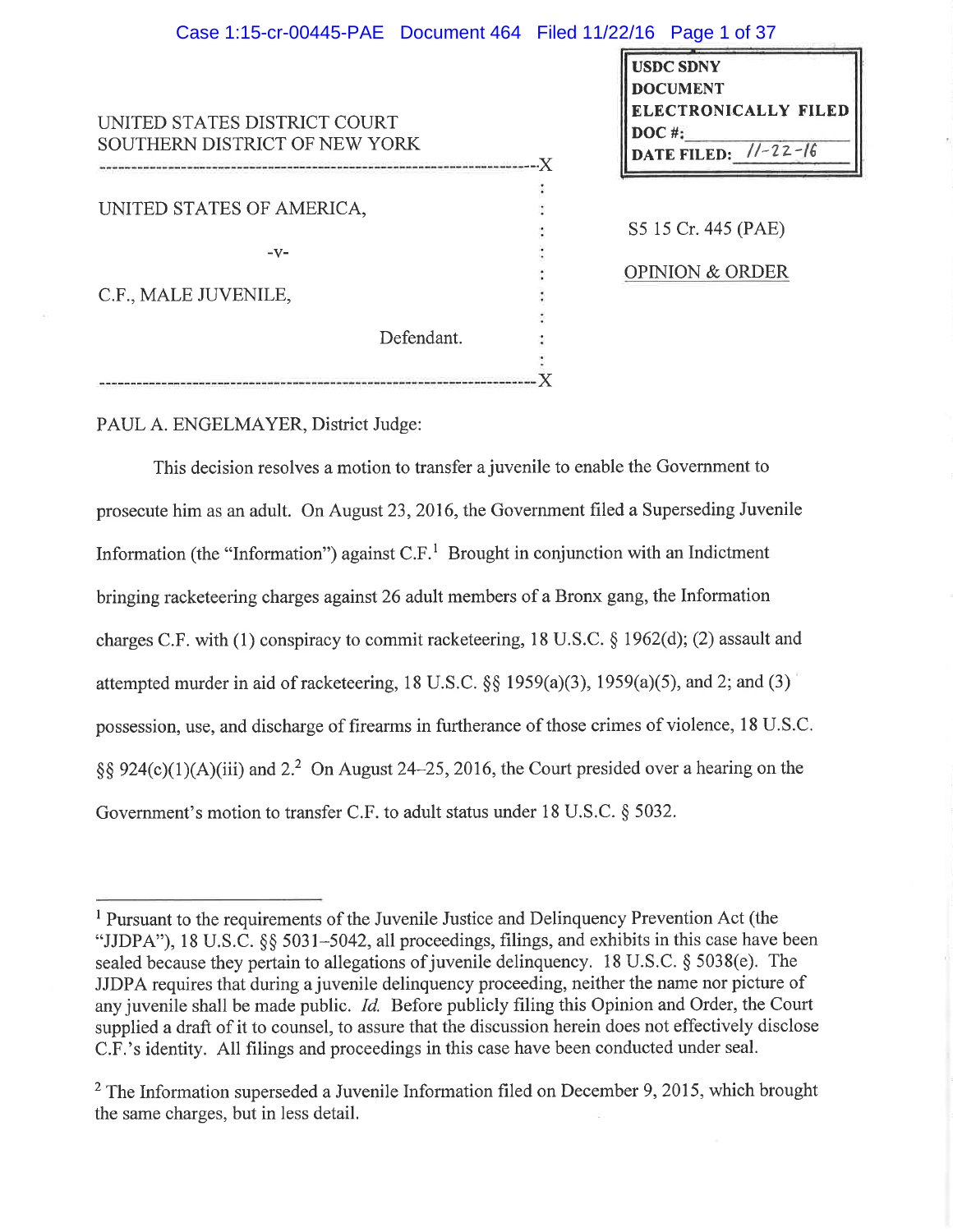USDC SDNY
DOCUMENT
ELECTRONICALLY FILED
DOC #:
DATE FILED: 11-22-16

UNITED STATES DISTRICT COURT
SOUTHERN DISTRICT OF NEW YORK

UNITED STATES OF AMERICA,

-v-

C.F., MALE JUVENILE,

Defendant.

S5 15 Cr. 445 (PAE)

OPINION & ORDER

PAUL A. ENGELMAYER, District Judge:

This decision resolves a motion to transfer a juvenile to enable the Government to prosecute him as an adult. On August 23, 2016, the Government filed a Superseding Juvenile Information (the "Information") against C.F.[1] Brought in conjunction with an Indictment bringing racketeering charges against 26 adult members of a Bronx gang, the Information charges C.F. with (1) conspiracy to commit racketeering, 18 U.S.C. § 1962(d); (2) assault and attempted murder in aid of racketeering, 18 U.S.C. §§ 1959(a)(3), 1959(a)(5), and 2; and (3) possession, use, and discharge of firearms in furtherance of those crimes of violence, 18 U.S.C. §§ 924(c)(1)(A)(iii) and 2.[2] On August 24–25, 2016, the Court presided over a hearing on the Government's motion to transfer C.F. to adult status under 18 U.S.C. § 5032.

[1] Pursuant to the requirements of the Juvenile Justice and Delinquency Prevention Act (the "JJDPA"), 18 U.S.C. §§ 5031–5042, all proceedings, filings, and exhibits in this case have been sealed because they pertain to allegations of juvenile delinquency. 18 U.S.C. § 5038(e). The JJDPA requires that during a juvenile delinquency proceeding, neither the name nor picture of any juvenile shall be made public. *Id.* Before publicly filing this Opinion and Order, the Court supplied a draft of it to counsel, to assure that the discussion herein does not effectively disclose C.F.'s identity. All filings and proceedings in this case have been conducted under seal.

[2] The Information superseded a Juvenile Information filed on December 9, 2015, which brought the same charges, but in less detail.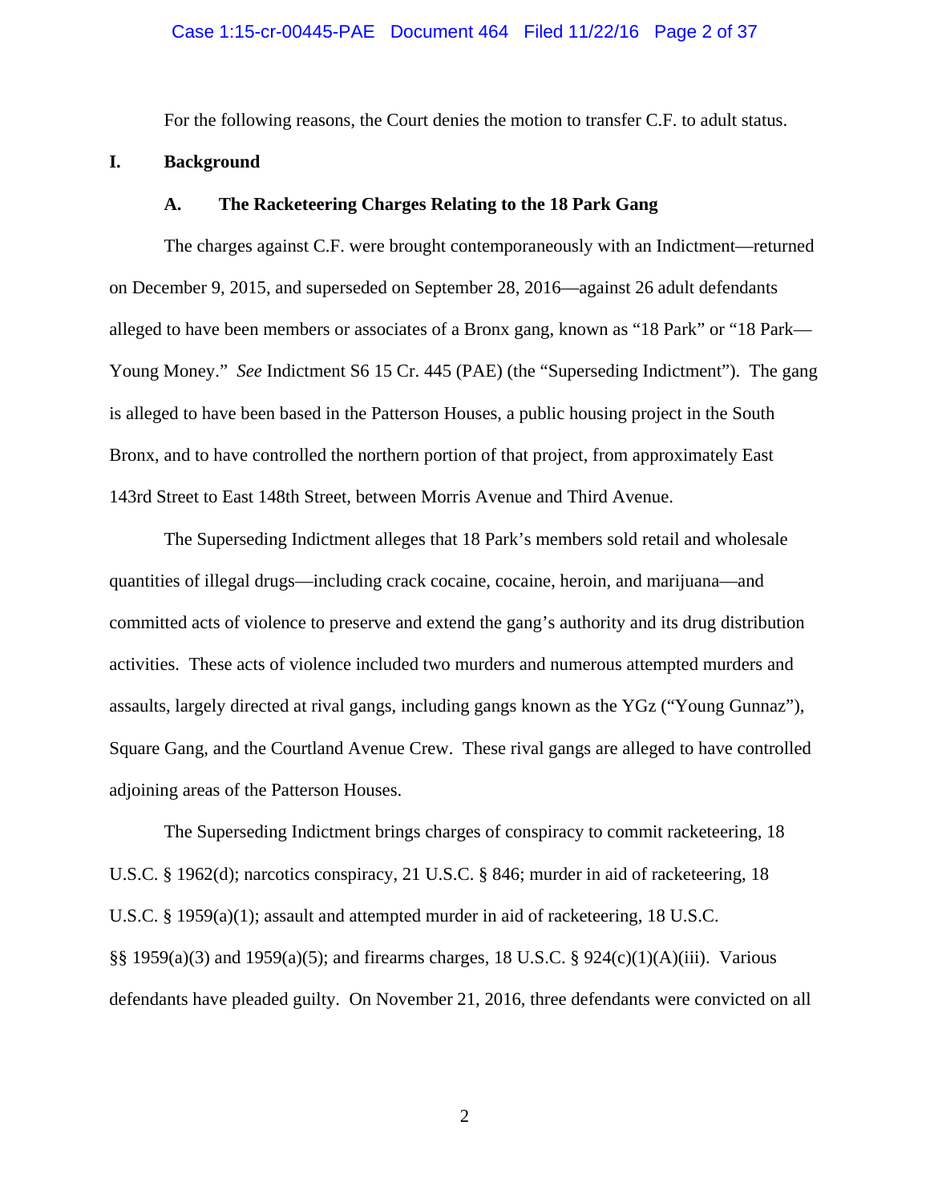For the following reasons, the Court denies the motion to transfer C.F. to adult status.

## I. Background

### A. The Racketeering Charges Relating to the 18 Park Gang

The charges against C.F. were brought contemporaneously with an Indictment—returned on December 9, 2015, and superseded on September 28, 2016—against 26 adult defendants alleged to have been members or associates of a Bronx gang, known as "18 Park" or "18 Park—Young Money." *See* Indictment S6 15 Cr. 445 (PAE) (the "Superseding Indictment"). The gang is alleged to have been based in the Patterson Houses, a public housing project in the South Bronx, and to have controlled the northern portion of that project, from approximately East 143rd Street to East 148th Street, between Morris Avenue and Third Avenue.

The Superseding Indictment alleges that 18 Park's members sold retail and wholesale quantities of illegal drugs—including crack cocaine, cocaine, heroin, and marijuana—and committed acts of violence to preserve and extend the gang's authority and its drug distribution activities. These acts of violence included two murders and numerous attempted murders and assaults, largely directed at rival gangs, including gangs known as the YGz ("Young Gunnaz"), Square Gang, and the Courtland Avenue Crew. These rival gangs are alleged to have controlled adjoining areas of the Patterson Houses.

The Superseding Indictment brings charges of conspiracy to commit racketeering, 18 U.S.C. § 1962(d); narcotics conspiracy, 21 U.S.C. § 846; murder in aid of racketeering, 18 U.S.C. § 1959(a)(1); assault and attempted murder in aid of racketeering, 18 U.S.C. §§ 1959(a)(3) and 1959(a)(5); and firearms charges, 18 U.S.C. § 924(c)(1)(A)(iii). Various defendants have pleaded guilty. On November 21, 2016, three defendants were convicted on all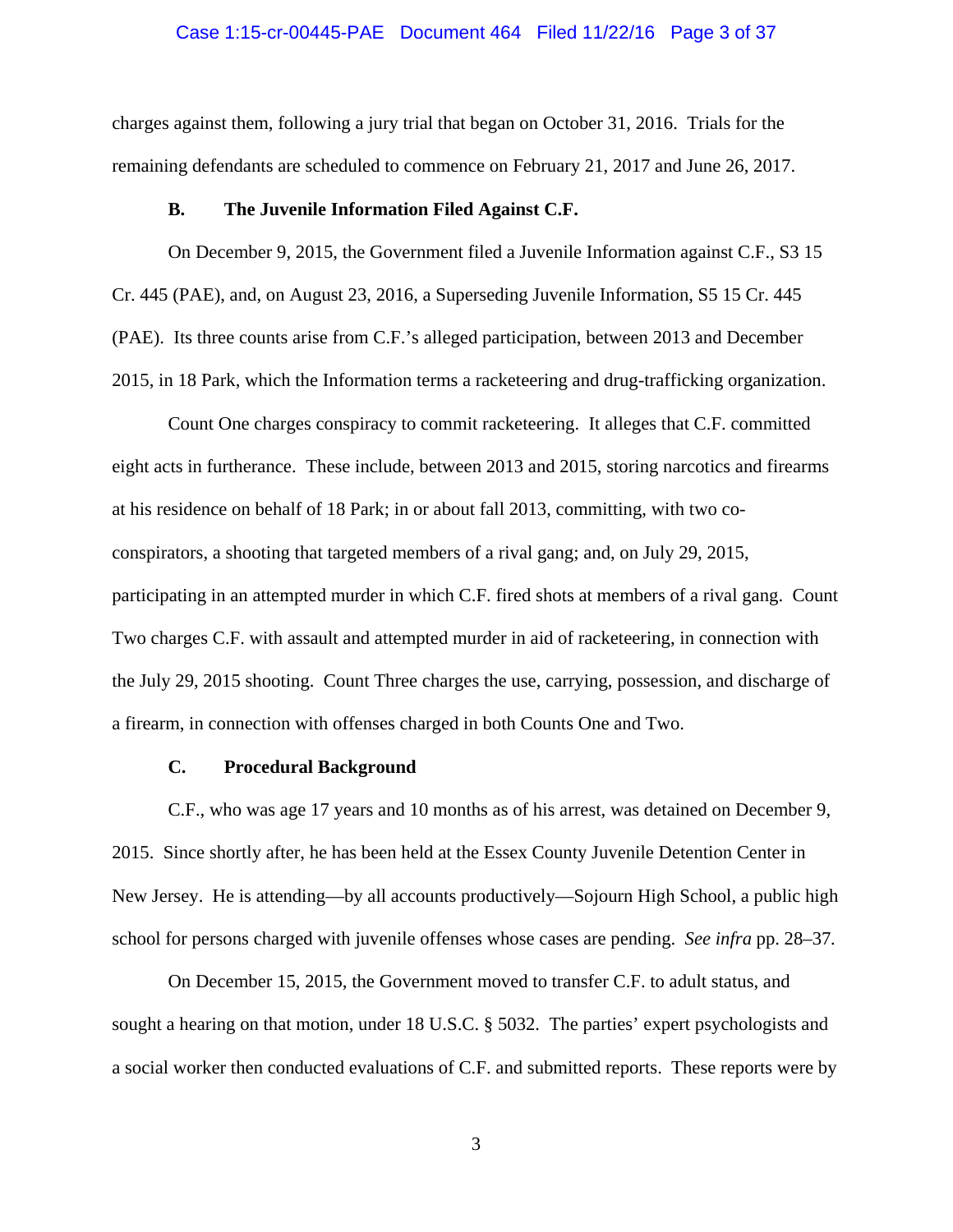charges against them, following a jury trial that began on October 31, 2016. Trials for the remaining defendants are scheduled to commence on February 21, 2017 and June 26, 2017.

### B. The Juvenile Information Filed Against C.F.

On December 9, 2015, the Government filed a Juvenile Information against C.F., S3 15 Cr. 445 (PAE), and, on August 23, 2016, a Superseding Juvenile Information, S5 15 Cr. 445 (PAE). Its three counts arise from C.F.'s alleged participation, between 2013 and December 2015, in 18 Park, which the Information terms a racketeering and drug-trafficking organization.

Count One charges conspiracy to commit racketeering. It alleges that C.F. committed eight acts in furtherance. These include, between 2013 and 2015, storing narcotics and firearms at his residence on behalf of 18 Park; in or about fall 2013, committing, with two co-conspirators, a shooting that targeted members of a rival gang; and, on July 29, 2015, participating in an attempted murder in which C.F. fired shots at members of a rival gang. Count Two charges C.F. with assault and attempted murder in aid of racketeering, in connection with the July 29, 2015 shooting. Count Three charges the use, carrying, possession, and discharge of a firearm, in connection with offenses charged in both Counts One and Two.

### C. Procedural Background

C.F., who was age 17 years and 10 months as of his arrest, was detained on December 9, 2015. Since shortly after, he has been held at the Essex County Juvenile Detention Center in New Jersey. He is attending—by all accounts productively—Sojourn High School, a public high school for persons charged with juvenile offenses whose cases are pending. *See infra* pp. 28–37.

On December 15, 2015, the Government moved to transfer C.F. to adult status, and sought a hearing on that motion, under 18 U.S.C. § 5032. The parties' expert psychologists and a social worker then conducted evaluations of C.F. and submitted reports. These reports were by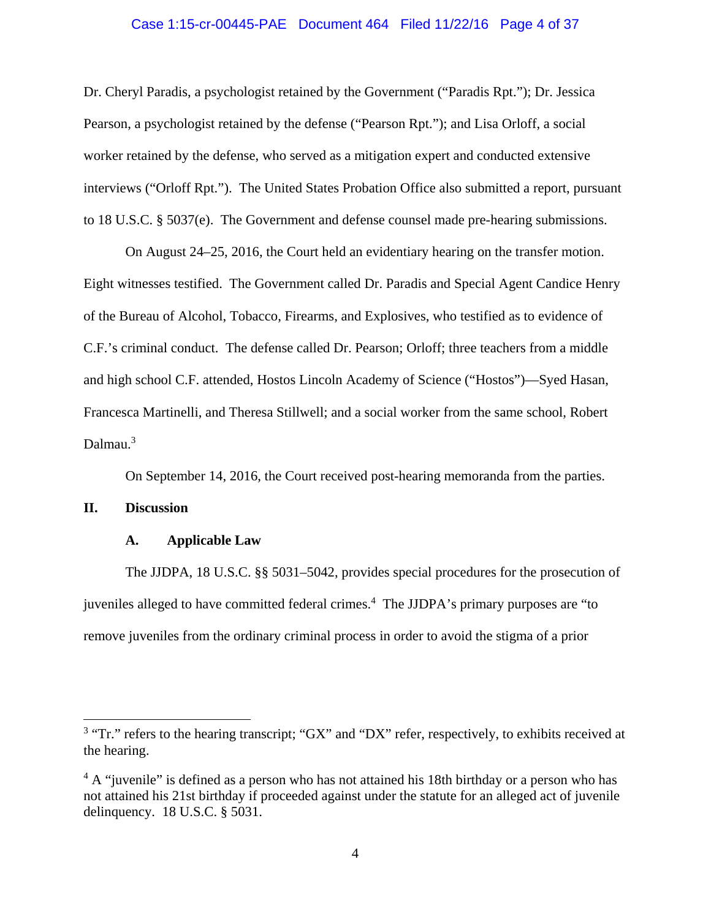Dr. Cheryl Paradis, a psychologist retained by the Government ("Paradis Rpt."); Dr. Jessica Pearson, a psychologist retained by the defense ("Pearson Rpt."); and Lisa Orloff, a social worker retained by the defense, who served as a mitigation expert and conducted extensive interviews ("Orloff Rpt."). The United States Probation Office also submitted a report, pursuant to 18 U.S.C. § 5037(e). The Government and defense counsel made pre-hearing submissions.

On August 24–25, 2016, the Court held an evidentiary hearing on the transfer motion. Eight witnesses testified. The Government called Dr. Paradis and Special Agent Candice Henry of the Bureau of Alcohol, Tobacco, Firearms, and Explosives, who testified as to evidence of C.F.'s criminal conduct. The defense called Dr. Pearson; Orloff; three teachers from a middle and high school C.F. attended, Hostos Lincoln Academy of Science ("Hostos")—Syed Hasan, Francesca Martinelli, and Theresa Stillwell; and a social worker from the same school, Robert Dalmau.[3]

On September 14, 2016, the Court received post-hearing memoranda from the parties.

## II. Discussion

### A. Applicable Law

The JJDPA, 18 U.S.C. §§ 5031–5042, provides special procedures for the prosecution of juveniles alleged to have committed federal crimes.[4] The JJDPA's primary purposes are "to remove juveniles from the ordinary criminal process in order to avoid the stigma of a prior

---

[3] "Tr." refers to the hearing transcript; "GX" and "DX" refer, respectively, to exhibits received at the hearing.

[4] A "juvenile" is defined as a person who has not attained his 18th birthday or a person who has not attained his 21st birthday if proceeded against under the statute for an alleged act of juvenile delinquency. 18 U.S.C. § 5031.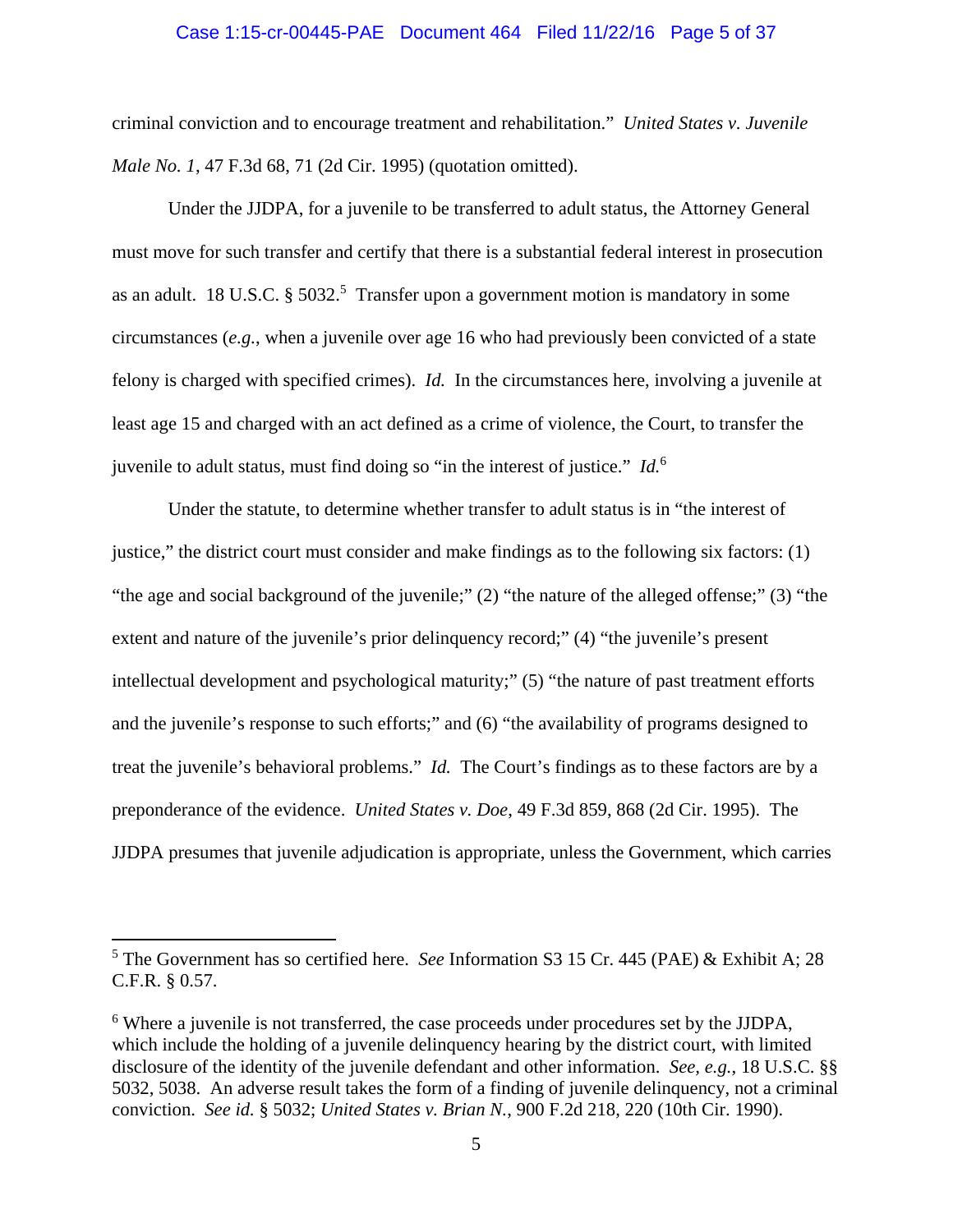criminal conviction and to encourage treatment and rehabilitation." *United States v. Juvenile Male No. 1*, 47 F.3d 68, 71 (2d Cir. 1995) (quotation omitted).

Under the JJDPA, for a juvenile to be transferred to adult status, the Attorney General must move for such transfer and certify that there is a substantial federal interest in prosecution as an adult. 18 U.S.C. § 5032.[5] Transfer upon a government motion is mandatory in some circumstances (*e.g.*, when a juvenile over age 16 who had previously been convicted of a state felony is charged with specified crimes). *Id.* In the circumstances here, involving a juvenile at least age 15 and charged with an act defined as a crime of violence, the Court, to transfer the juvenile to adult status, must find doing so "in the interest of justice." *Id.*[6]

Under the statute, to determine whether transfer to adult status is in "the interest of justice," the district court must consider and make findings as to the following six factors: (1) "the age and social background of the juvenile;" (2) "the nature of the alleged offense;" (3) "the extent and nature of the juvenile's prior delinquency record;" (4) "the juvenile's present intellectual development and psychological maturity;" (5) "the nature of past treatment efforts and the juvenile's response to such efforts;" and (6) "the availability of programs designed to treat the juvenile's behavioral problems." *Id.* The Court's findings as to these factors are by a preponderance of the evidence. *United States v. Doe*, 49 F.3d 859, 868 (2d Cir. 1995). The JJDPA presumes that juvenile adjudication is appropriate, unless the Government, which carries

---

[5] The Government has so certified here. *See* Information S3 15 Cr. 445 (PAE) & Exhibit A; 28 C.F.R. § 0.57.

[6] Where a juvenile is not transferred, the case proceeds under procedures set by the JJDPA, which include the holding of a juvenile delinquency hearing by the district court, with limited disclosure of the identity of the juvenile defendant and other information. *See, e.g.*, 18 U.S.C. §§ 5032, 5038. An adverse result takes the form of a finding of juvenile delinquency, not a criminal conviction. *See id.* § 5032; *United States v. Brian N.*, 900 F.2d 218, 220 (10th Cir. 1990).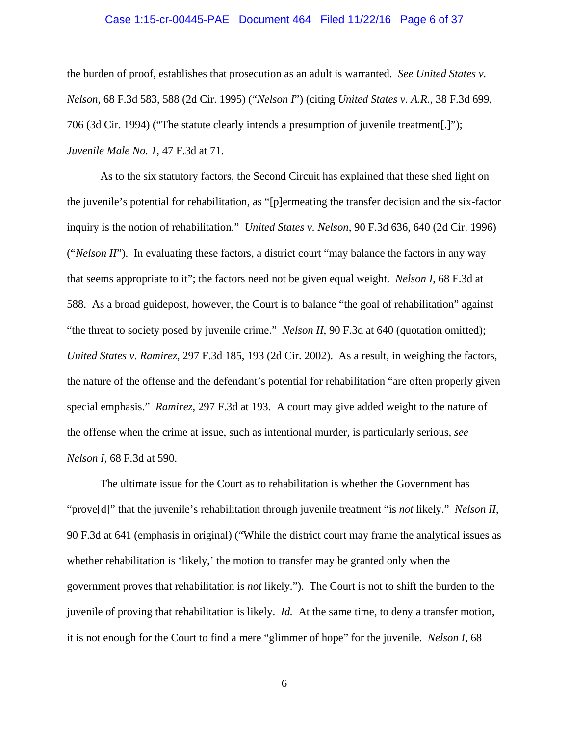the burden of proof, establishes that prosecution as an adult is warranted. *See United States v. Nelson*, 68 F.3d 583, 588 (2d Cir. 1995) ("*Nelson I*") (citing *United States v. A.R.*, 38 F.3d 699, 706 (3d Cir. 1994) ("The statute clearly intends a presumption of juvenile treatment[.]"); *Juvenile Male No. 1*, 47 F.3d at 71.

As to the six statutory factors, the Second Circuit has explained that these shed light on the juvenile's potential for rehabilitation, as "[p]ermeating the transfer decision and the six-factor inquiry is the notion of rehabilitation." *United States v. Nelson*, 90 F.3d 636, 640 (2d Cir. 1996) ("*Nelson II*"). In evaluating these factors, a district court "may balance the factors in any way that seems appropriate to it"; the factors need not be given equal weight. *Nelson I*, 68 F.3d at 588. As a broad guidepost, however, the Court is to balance "the goal of rehabilitation" against "the threat to society posed by juvenile crime." *Nelson II*, 90 F.3d at 640 (quotation omitted); *United States v. Ramirez*, 297 F.3d 185, 193 (2d Cir. 2002). As a result, in weighing the factors, the nature of the offense and the defendant's potential for rehabilitation "are often properly given special emphasis." *Ramirez*, 297 F.3d at 193. A court may give added weight to the nature of the offense when the crime at issue, such as intentional murder, is particularly serious, *see Nelson I*, 68 F.3d at 590.

The ultimate issue for the Court as to rehabilitation is whether the Government has "prove[d]" that the juvenile's rehabilitation through juvenile treatment "is *not* likely." *Nelson II*, 90 F.3d at 641 (emphasis in original) ("While the district court may frame the analytical issues as whether rehabilitation is 'likely,' the motion to transfer may be granted only when the government proves that rehabilitation is *not* likely."). The Court is not to shift the burden to the juvenile of proving that rehabilitation is likely. *Id.* At the same time, to deny a transfer motion, it is not enough for the Court to find a mere "glimmer of hope" for the juvenile. *Nelson I*, 68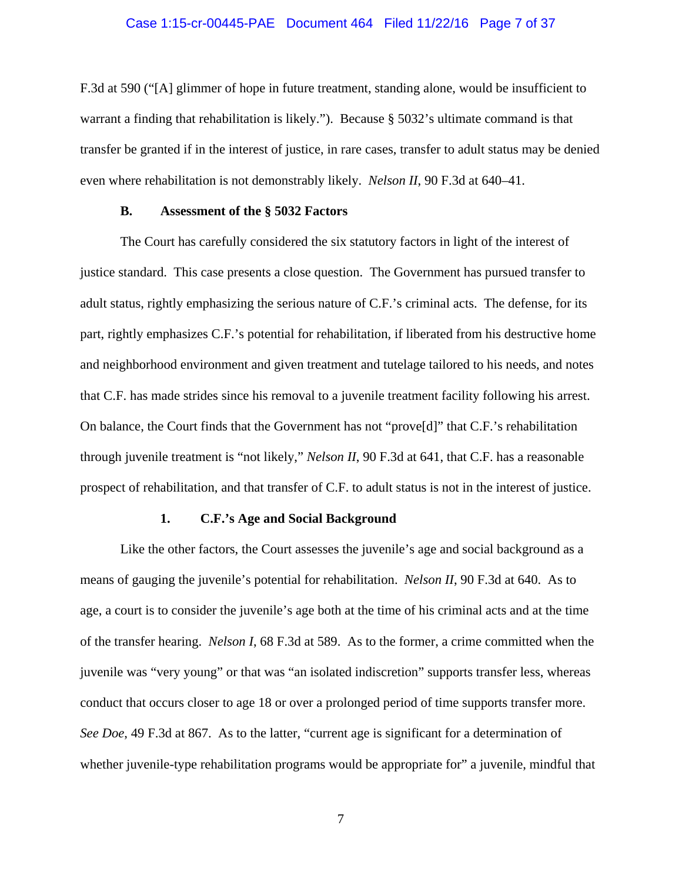F.3d at 590 ("[A] glimmer of hope in future treatment, standing alone, would be insufficient to warrant a finding that rehabilitation is likely."). Because § 5032's ultimate command is that transfer be granted if in the interest of justice, in rare cases, transfer to adult status may be denied even where rehabilitation is not demonstrably likely. *Nelson II*, 90 F.3d at 640–41.

### B. Assessment of the § 5032 Factors

The Court has carefully considered the six statutory factors in light of the interest of justice standard. This case presents a close question. The Government has pursued transfer to adult status, rightly emphasizing the serious nature of C.F.'s criminal acts. The defense, for its part, rightly emphasizes C.F.'s potential for rehabilitation, if liberated from his destructive home and neighborhood environment and given treatment and tutelage tailored to his needs, and notes that C.F. has made strides since his removal to a juvenile treatment facility following his arrest. On balance, the Court finds that the Government has not "prove[d]" that C.F.'s rehabilitation through juvenile treatment is "not likely," *Nelson II*, 90 F.3d at 641, that C.F. has a reasonable prospect of rehabilitation, and that transfer of C.F. to adult status is not in the interest of justice.

#### 1. C.F.'s Age and Social Background

Like the other factors, the Court assesses the juvenile's age and social background as a means of gauging the juvenile's potential for rehabilitation. *Nelson II*, 90 F.3d at 640. As to age, a court is to consider the juvenile's age both at the time of his criminal acts and at the time of the transfer hearing. *Nelson I*, 68 F.3d at 589. As to the former, a crime committed when the juvenile was "very young" or that was "an isolated indiscretion" supports transfer less, whereas conduct that occurs closer to age 18 or over a prolonged period of time supports transfer more. *See Doe*, 49 F.3d at 867. As to the latter, "current age is significant for a determination of whether juvenile-type rehabilitation programs would be appropriate for" a juvenile, mindful that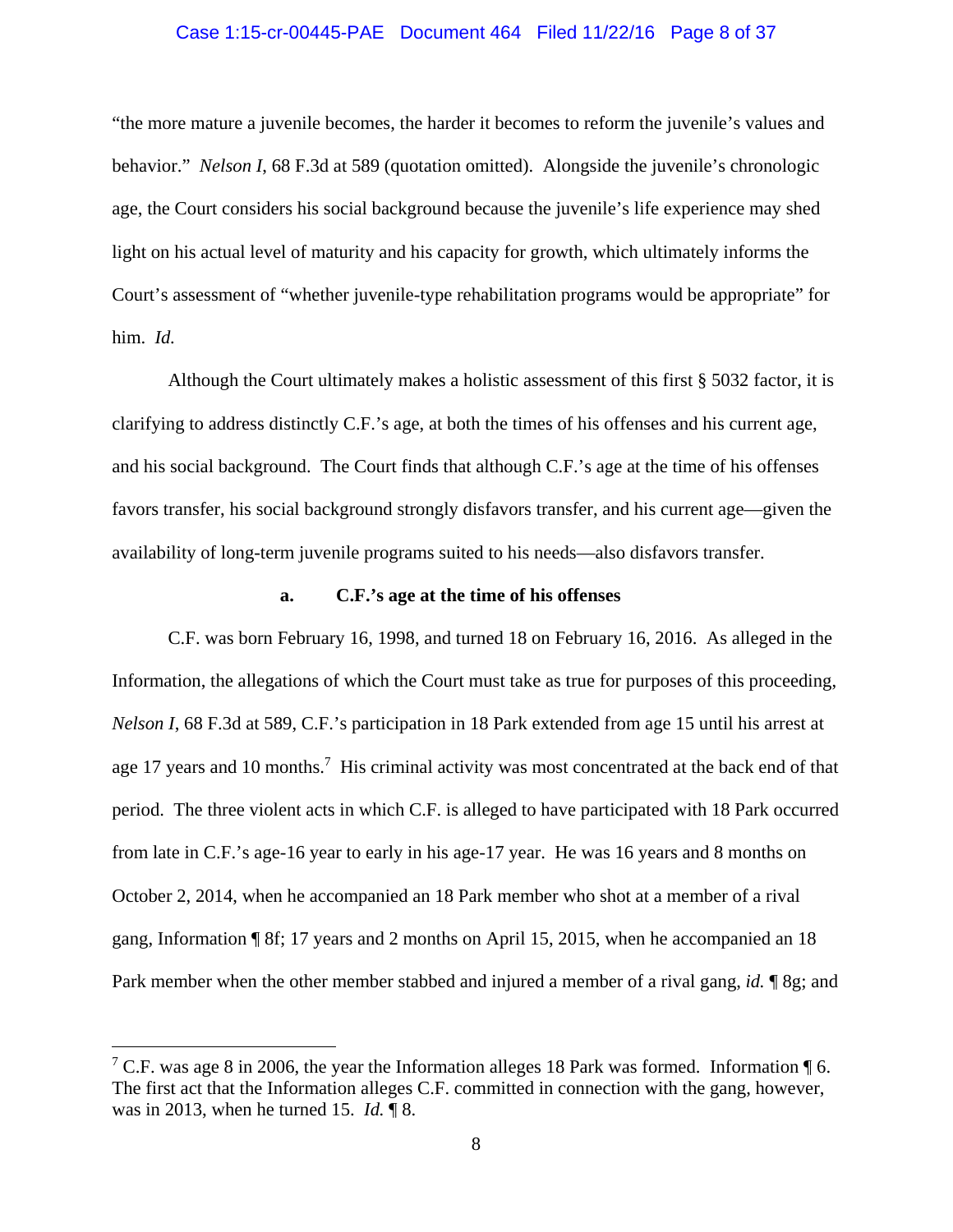"the more mature a juvenile becomes, the harder it becomes to reform the juvenile's values and behavior." *Nelson I*, 68 F.3d at 589 (quotation omitted). Alongside the juvenile's chronologic age, the Court considers his social background because the juvenile's life experience may shed light on his actual level of maturity and his capacity for growth, which ultimately informs the Court's assessment of "whether juvenile-type rehabilitation programs would be appropriate" for him. *Id.*

Although the Court ultimately makes a holistic assessment of this first § 5032 factor, it is clarifying to address distinctly C.F.'s age, at both the times of his offenses and his current age, and his social background. The Court finds that although C.F.'s age at the time of his offenses favors transfer, his social background strongly disfavors transfer, and his current age—given the availability of long-term juvenile programs suited to his needs—also disfavors transfer.

### a. C.F.'s age at the time of his offenses

C.F. was born February 16, 1998, and turned 18 on February 16, 2016. As alleged in the Information, the allegations of which the Court must take as true for purposes of this proceeding, *Nelson I*, 68 F.3d at 589, C.F.'s participation in 18 Park extended from age 15 until his arrest at age 17 years and 10 months.[7] His criminal activity was most concentrated at the back end of that period. The three violent acts in which C.F. is alleged to have participated with 18 Park occurred from late in C.F.'s age-16 year to early in his age-17 year. He was 16 years and 8 months on October 2, 2014, when he accompanied an 18 Park member who shot at a member of a rival gang, Information ¶ 8f; 17 years and 2 months on April 15, 2015, when he accompanied an 18 Park member when the other member stabbed and injured a member of a rival gang, *id.* ¶ 8g; and

---

[7] C.F. was age 8 in 2006, the year the Information alleges 18 Park was formed. Information ¶ 6. The first act that the Information alleges C.F. committed in connection with the gang, however, was in 2013, when he turned 15. *Id.* ¶ 8.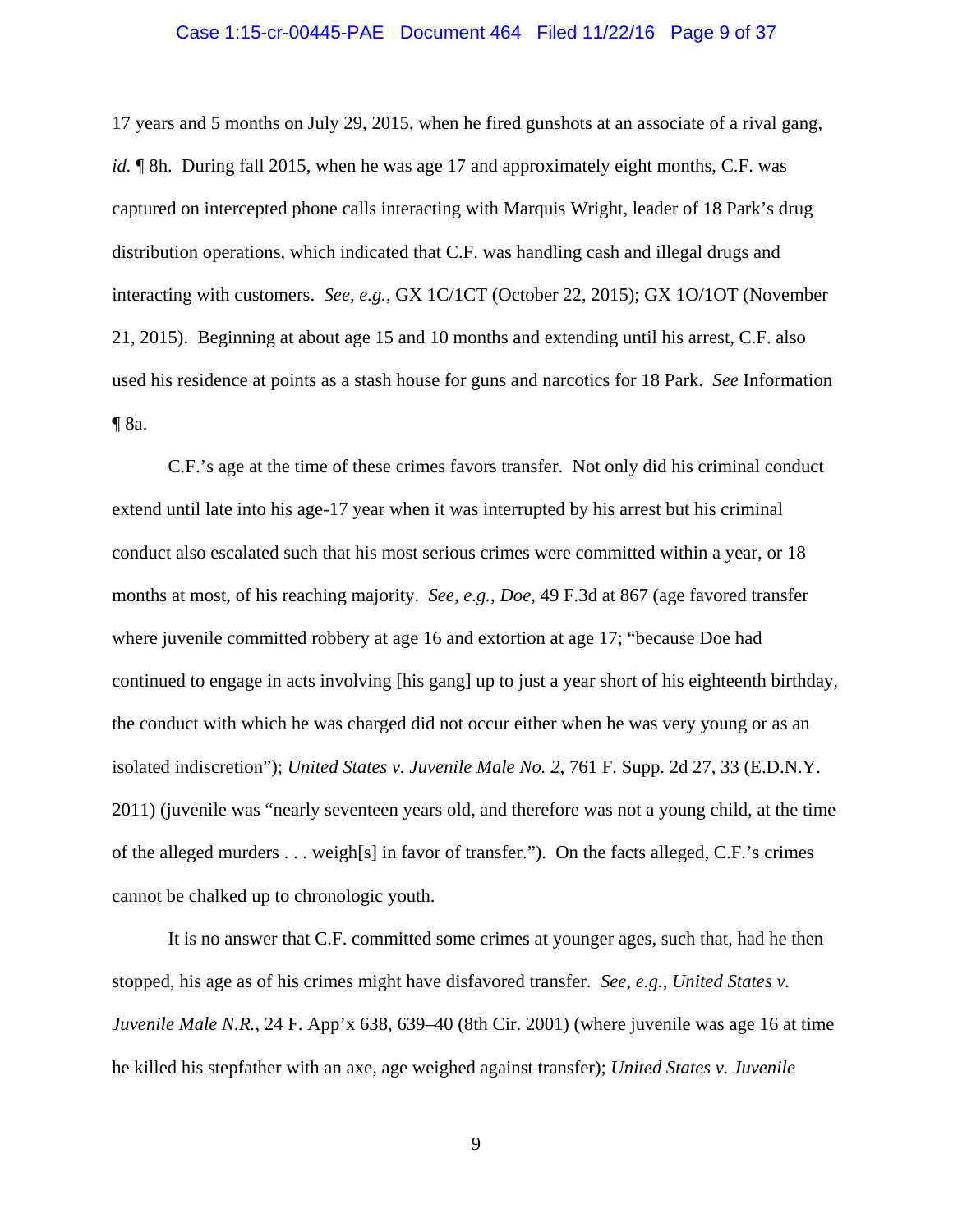17 years and 5 months on July 29, 2015, when he fired gunshots at an associate of a rival gang, *id.* ¶ 8h. During fall 2015, when he was age 17 and approximately eight months, C.F. was captured on intercepted phone calls interacting with Marquis Wright, leader of 18 Park's drug distribution operations, which indicated that C.F. was handling cash and illegal drugs and interacting with customers. *See, e.g.*, GX 1C/1CT (October 22, 2015); GX 1O/1OT (November 21, 2015). Beginning at about age 15 and 10 months and extending until his arrest, C.F. also used his residence at points as a stash house for guns and narcotics for 18 Park. *See* Information ¶ 8a.

C.F.'s age at the time of these crimes favors transfer. Not only did his criminal conduct extend until late into his age-17 year when it was interrupted by his arrest but his criminal conduct also escalated such that his most serious crimes were committed within a year, or 18 months at most, of his reaching majority. *See, e.g.*, *Doe*, 49 F.3d at 867 (age favored transfer where juvenile committed robbery at age 16 and extortion at age 17; "because Doe had continued to engage in acts involving [his gang] up to just a year short of his eighteenth birthday, the conduct with which he was charged did not occur either when he was very young or as an isolated indiscretion"); *United States v. Juvenile Male No. 2*, 761 F. Supp. 2d 27, 33 (E.D.N.Y. 2011) (juvenile was "nearly seventeen years old, and therefore was not a young child, at the time of the alleged murders . . . weigh[s] in favor of transfer."). On the facts alleged, C.F.'s crimes cannot be chalked up to chronologic youth.

It is no answer that C.F. committed some crimes at younger ages, such that, had he then stopped, his age as of his crimes might have disfavored transfer. *See, e.g.*, *United States v. Juvenile Male N.R.*, 24 F. App'x 638, 639–40 (8th Cir. 2001) (where juvenile was age 16 at time he killed his stepfather with an axe, age weighed against transfer); *United States v. Juvenile*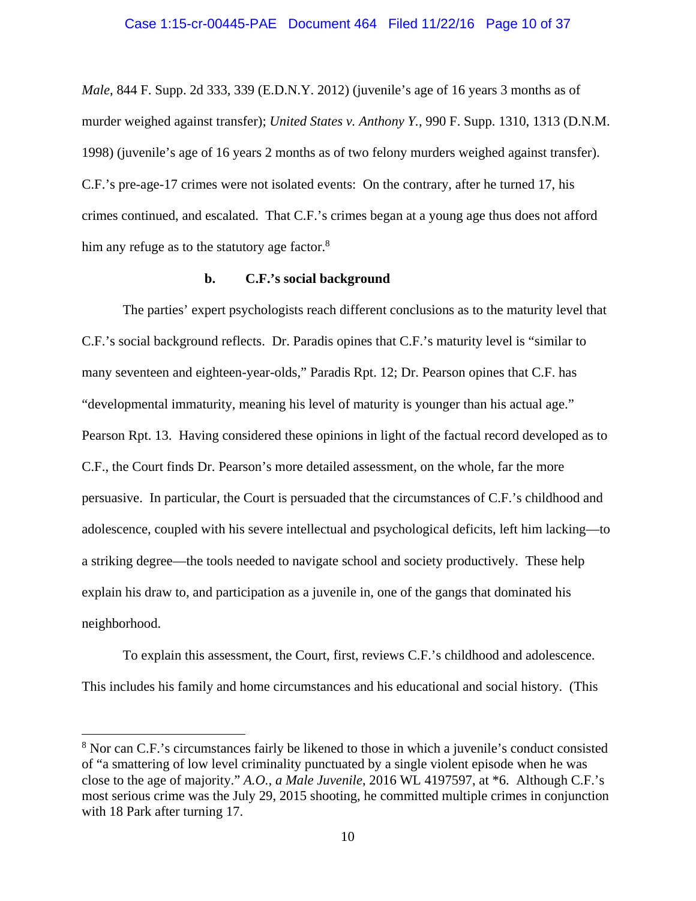*Male*, 844 F. Supp. 2d 333, 339 (E.D.N.Y. 2012) (juvenile's age of 16 years 3 months as of murder weighed against transfer); *United States v. Anthony Y.*, 990 F. Supp. 1310, 1313 (D.N.M. 1998) (juvenile's age of 16 years 2 months as of two felony murders weighed against transfer). C.F.'s pre-age-17 crimes were not isolated events: On the contrary, after he turned 17, his crimes continued, and escalated. That C.F.'s crimes began at a young age thus does not afford him any refuge as to the statutory age factor.[8]

**b. C.F.'s social background**

The parties' expert psychologists reach different conclusions as to the maturity level that C.F.'s social background reflects. Dr. Paradis opines that C.F.'s maturity level is "similar to many seventeen and eighteen-year-olds," Paradis Rpt. 12; Dr. Pearson opines that C.F. has "developmental immaturity, meaning his level of maturity is younger than his actual age." Pearson Rpt. 13. Having considered these opinions in light of the factual record developed as to C.F., the Court finds Dr. Pearson's more detailed assessment, on the whole, far the more persuasive. In particular, the Court is persuaded that the circumstances of C.F.'s childhood and adolescence, coupled with his severe intellectual and psychological deficits, left him lacking—to a striking degree—the tools needed to navigate school and society productively. These help explain his draw to, and participation as a juvenile in, one of the gangs that dominated his neighborhood.

To explain this assessment, the Court, first, reviews C.F.'s childhood and adolescence. This includes his family and home circumstances and his educational and social history. (This

---

[8] Nor can C.F.'s circumstances fairly be likened to those in which a juvenile's conduct consisted of "a smattering of low level criminality punctuated by a single violent episode when he was close to the age of majority." *A.O., a Male Juvenile*, 2016 WL 4197597, at *6. Although C.F.'s most serious crime was the July 29, 2015 shooting, he committed multiple crimes in conjunction with 18 Park after turning 17.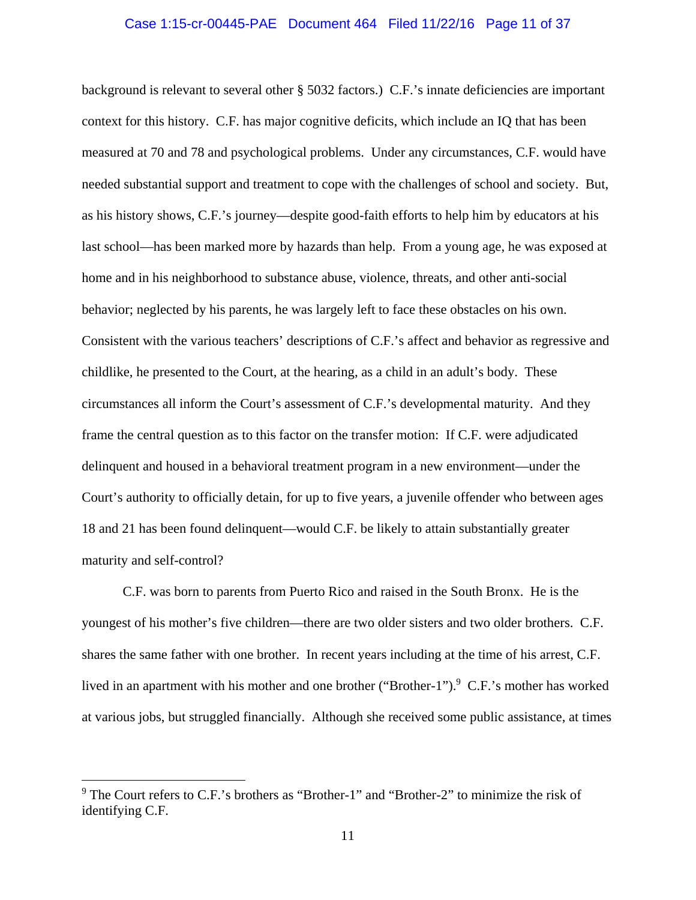background is relevant to several other § 5032 factors.) C.F.'s innate deficiencies are important context for this history. C.F. has major cognitive deficits, which include an IQ that has been measured at 70 and 78 and psychological problems. Under any circumstances, C.F. would have needed substantial support and treatment to cope with the challenges of school and society. But, as his history shows, C.F.'s journey—despite good-faith efforts to help him by educators at his last school—has been marked more by hazards than help. From a young age, he was exposed at home and in his neighborhood to substance abuse, violence, threats, and other anti-social behavior; neglected by his parents, he was largely left to face these obstacles on his own. Consistent with the various teachers' descriptions of C.F.'s affect and behavior as regressive and childlike, he presented to the Court, at the hearing, as a child in an adult's body. These circumstances all inform the Court's assessment of C.F.'s developmental maturity. And they frame the central question as to this factor on the transfer motion: If C.F. were adjudicated delinquent and housed in a behavioral treatment program in a new environment—under the Court's authority to officially detain, for up to five years, a juvenile offender who between ages 18 and 21 has been found delinquent—would C.F. be likely to attain substantially greater maturity and self-control?

C.F. was born to parents from Puerto Rico and raised in the South Bronx. He is the youngest of his mother's five children—there are two older sisters and two older brothers. C.F. shares the same father with one brother. In recent years including at the time of his arrest, C.F. lived in an apartment with his mother and one brother ("Brother-1").[9] C.F.'s mother has worked at various jobs, but struggled financially. Although she received some public assistance, at times

[9] The Court refers to C.F.'s brothers as "Brother-1" and "Brother-2" to minimize the risk of identifying C.F.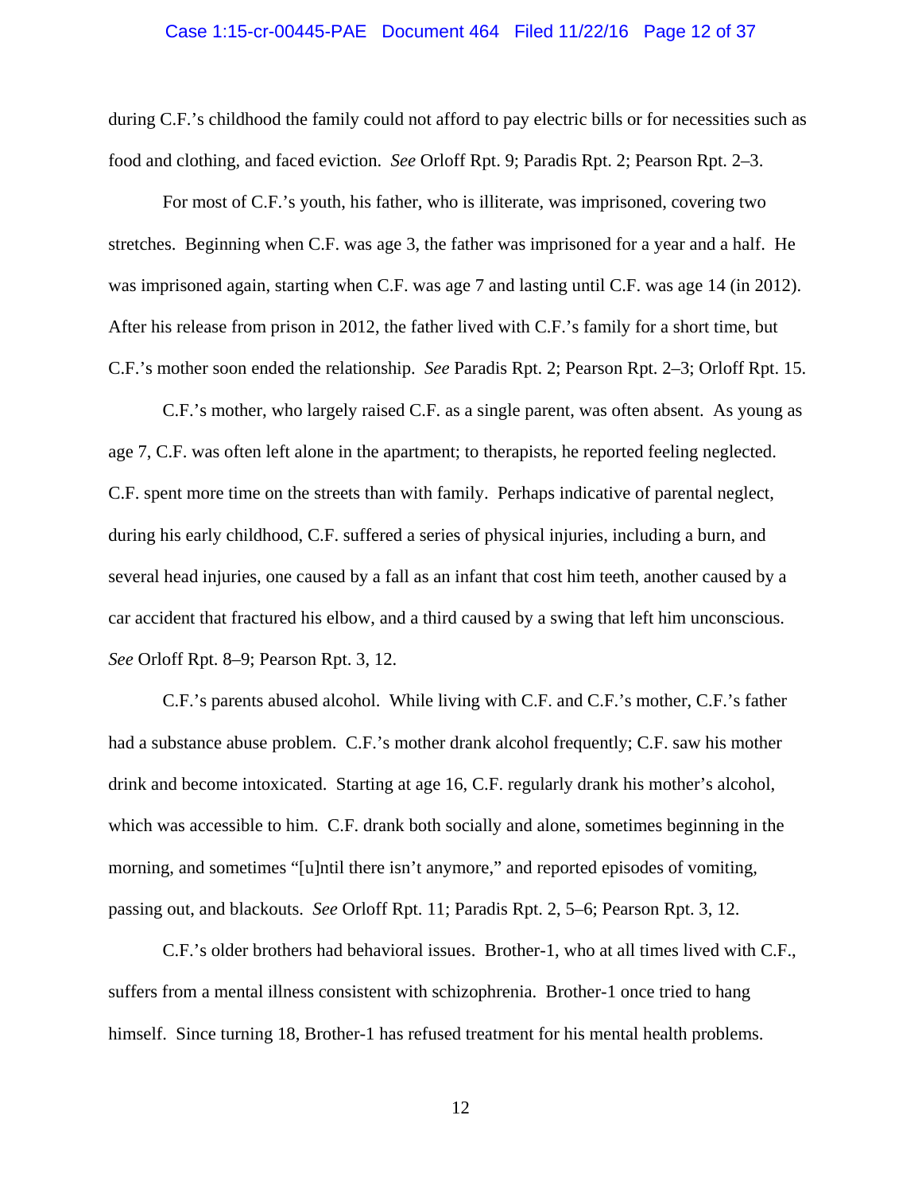during C.F.'s childhood the family could not afford to pay electric bills or for necessities such as food and clothing, and faced eviction. *See* Orloff Rpt. 9; Paradis Rpt. 2; Pearson Rpt. 2–3.

For most of C.F.'s youth, his father, who is illiterate, was imprisoned, covering two stretches. Beginning when C.F. was age 3, the father was imprisoned for a year and a half. He was imprisoned again, starting when C.F. was age 7 and lasting until C.F. was age 14 (in 2012). After his release from prison in 2012, the father lived with C.F.'s family for a short time, but C.F.'s mother soon ended the relationship. *See* Paradis Rpt. 2; Pearson Rpt. 2–3; Orloff Rpt. 15.

C.F.'s mother, who largely raised C.F. as a single parent, was often absent. As young as age 7, C.F. was often left alone in the apartment; to therapists, he reported feeling neglected. C.F. spent more time on the streets than with family. Perhaps indicative of parental neglect, during his early childhood, C.F. suffered a series of physical injuries, including a burn, and several head injuries, one caused by a fall as an infant that cost him teeth, another caused by a car accident that fractured his elbow, and a third caused by a swing that left him unconscious. *See* Orloff Rpt. 8–9; Pearson Rpt. 3, 12.

C.F.'s parents abused alcohol. While living with C.F. and C.F.'s mother, C.F.'s father had a substance abuse problem. C.F.'s mother drank alcohol frequently; C.F. saw his mother drink and become intoxicated. Starting at age 16, C.F. regularly drank his mother's alcohol, which was accessible to him. C.F. drank both socially and alone, sometimes beginning in the morning, and sometimes "[u]ntil there isn't anymore," and reported episodes of vomiting, passing out, and blackouts. *See* Orloff Rpt. 11; Paradis Rpt. 2, 5–6; Pearson Rpt. 3, 12.

C.F.'s older brothers had behavioral issues. Brother-1, who at all times lived with C.F., suffers from a mental illness consistent with schizophrenia. Brother-1 once tried to hang himself. Since turning 18, Brother-1 has refused treatment for his mental health problems.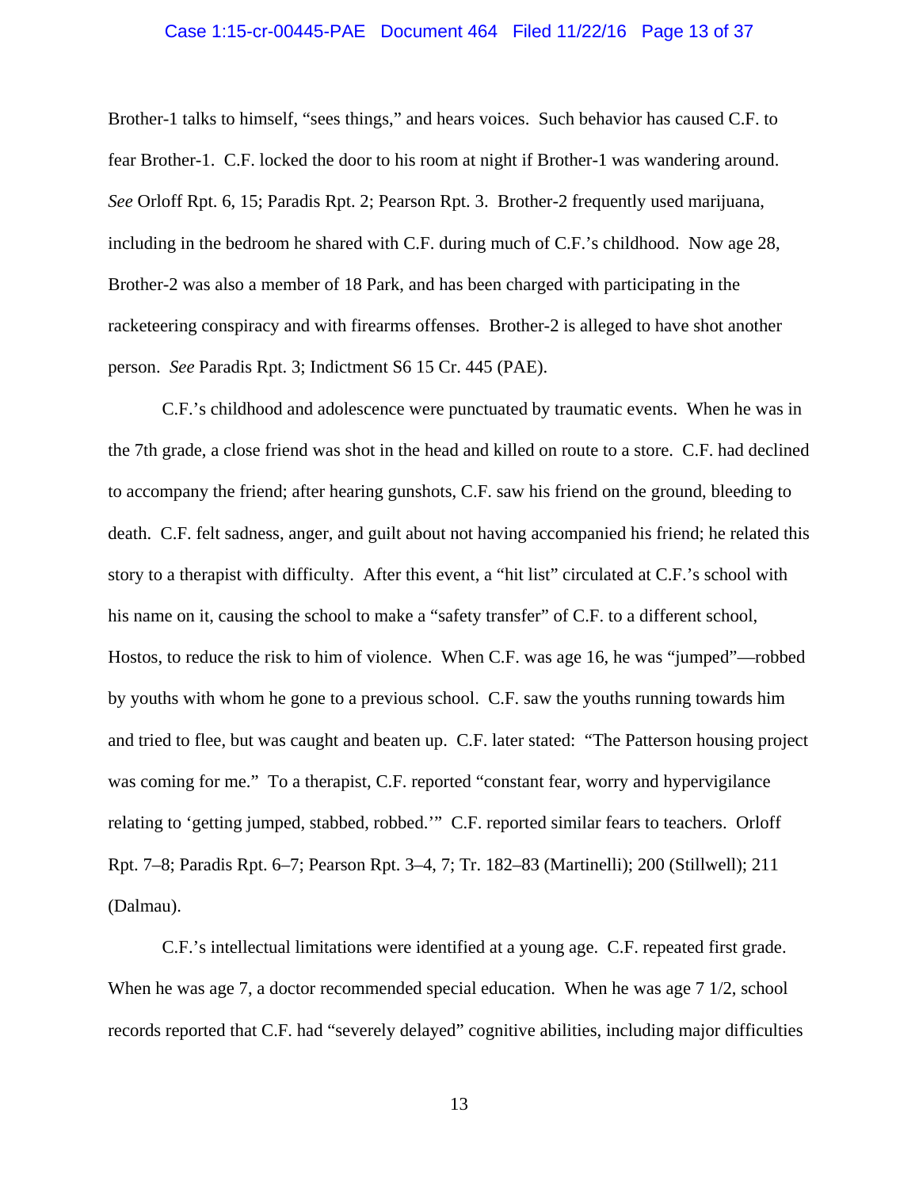Brother-1 talks to himself, "sees things," and hears voices. Such behavior has caused C.F. to fear Brother-1. C.F. locked the door to his room at night if Brother-1 was wandering around. *See* Orloff Rpt. 6, 15; Paradis Rpt. 2; Pearson Rpt. 3. Brother-2 frequently used marijuana, including in the bedroom he shared with C.F. during much of C.F.'s childhood. Now age 28, Brother-2 was also a member of 18 Park, and has been charged with participating in the racketeering conspiracy and with firearms offenses. Brother-2 is alleged to have shot another person. *See* Paradis Rpt. 3; Indictment S6 15 Cr. 445 (PAE).

C.F.'s childhood and adolescence were punctuated by traumatic events. When he was in the 7th grade, a close friend was shot in the head and killed on route to a store. C.F. had declined to accompany the friend; after hearing gunshots, C.F. saw his friend on the ground, bleeding to death. C.F. felt sadness, anger, and guilt about not having accompanied his friend; he related this story to a therapist with difficulty. After this event, a "hit list" circulated at C.F.'s school with his name on it, causing the school to make a "safety transfer" of C.F. to a different school, Hostos, to reduce the risk to him of violence. When C.F. was age 16, he was "jumped"—robbed by youths with whom he gone to a previous school. C.F. saw the youths running towards him and tried to flee, but was caught and beaten up. C.F. later stated: "The Patterson housing project was coming for me." To a therapist, C.F. reported "constant fear, worry and hypervigilance relating to 'getting jumped, stabbed, robbed.'" C.F. reported similar fears to teachers. Orloff Rpt. 7–8; Paradis Rpt. 6–7; Pearson Rpt. 3–4, 7; Tr. 182–83 (Martinelli); 200 (Stillwell); 211 (Dalmau).

C.F.'s intellectual limitations were identified at a young age. C.F. repeated first grade. When he was age 7, a doctor recommended special education. When he was age 7 1/2, school records reported that C.F. had "severely delayed" cognitive abilities, including major difficulties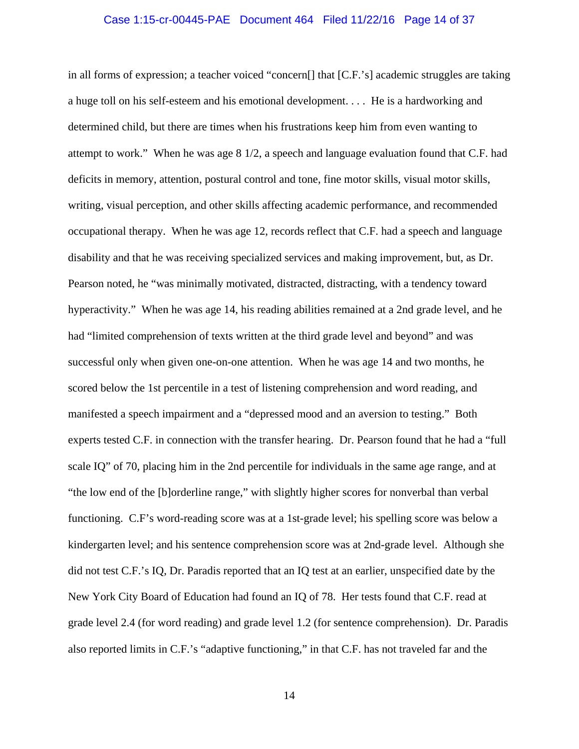in all forms of expression; a teacher voiced "concern[] that [C.F.'s] academic struggles are taking a huge toll on his self-esteem and his emotional development. . . . He is a hardworking and determined child, but there are times when his frustrations keep him from even wanting to attempt to work." When he was age 8 1/2, a speech and language evaluation found that C.F. had deficits in memory, attention, postural control and tone, fine motor skills, visual motor skills, writing, visual perception, and other skills affecting academic performance, and recommended occupational therapy. When he was age 12, records reflect that C.F. had a speech and language disability and that he was receiving specialized services and making improvement, but, as Dr. Pearson noted, he "was minimally motivated, distracted, distracting, with a tendency toward hyperactivity." When he was age 14, his reading abilities remained at a 2nd grade level, and he had "limited comprehension of texts written at the third grade level and beyond" and was successful only when given one-on-one attention. When he was age 14 and two months, he scored below the 1st percentile in a test of listening comprehension and word reading, and manifested a speech impairment and a "depressed mood and an aversion to testing." Both experts tested C.F. in connection with the transfer hearing. Dr. Pearson found that he had a "full scale IQ" of 70, placing him in the 2nd percentile for individuals in the same age range, and at "the low end of the [b]orderline range," with slightly higher scores for nonverbal than verbal functioning. C.F's word-reading score was at a 1st-grade level; his spelling score was below a kindergarten level; and his sentence comprehension score was at 2nd-grade level. Although she did not test C.F.'s IQ, Dr. Paradis reported that an IQ test at an earlier, unspecified date by the New York City Board of Education had found an IQ of 78. Her tests found that C.F. read at grade level 2.4 (for word reading) and grade level 1.2 (for sentence comprehension). Dr. Paradis also reported limits in C.F.'s "adaptive functioning," in that C.F. has not traveled far and the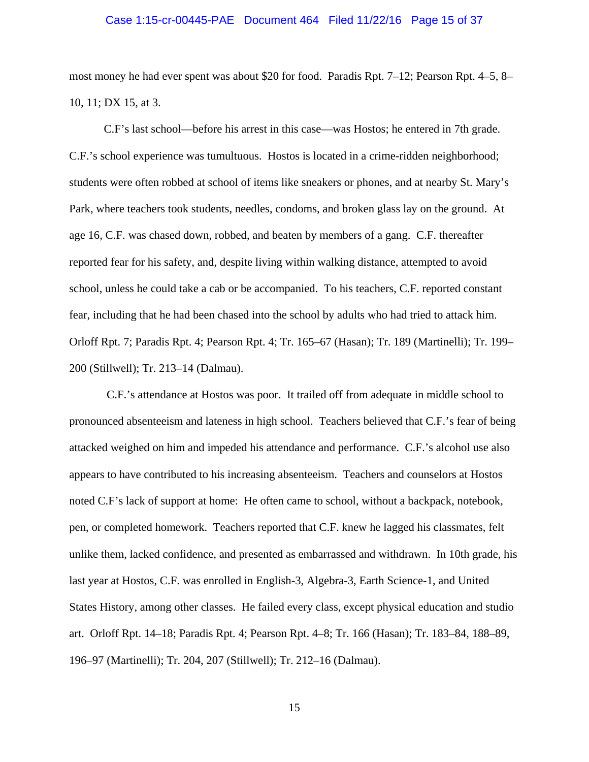most money he had ever spent was about $20 for food. Paradis Rpt. 7–12; Pearson Rpt. 4–5, 8–10, 11; DX 15, at 3.

C.F's last school—before his arrest in this case—was Hostos; he entered in 7th grade. C.F.'s school experience was tumultuous. Hostos is located in a crime-ridden neighborhood; students were often robbed at school of items like sneakers or phones, and at nearby St. Mary's Park, where teachers took students, needles, condoms, and broken glass lay on the ground. At age 16, C.F. was chased down, robbed, and beaten by members of a gang. C.F. thereafter reported fear for his safety, and, despite living within walking distance, attempted to avoid school, unless he could take a cab or be accompanied. To his teachers, C.F. reported constant fear, including that he had been chased into the school by adults who had tried to attack him. Orloff Rpt. 7; Paradis Rpt. 4; Pearson Rpt. 4; Tr. 165–67 (Hasan); Tr. 189 (Martinelli); Tr. 199–200 (Stillwell); Tr. 213–14 (Dalmau).

C.F.'s attendance at Hostos was poor. It trailed off from adequate in middle school to pronounced absenteeism and lateness in high school. Teachers believed that C.F.'s fear of being attacked weighed on him and impeded his attendance and performance. C.F.'s alcohol use also appears to have contributed to his increasing absenteeism. Teachers and counselors at Hostos noted C.F's lack of support at home: He often came to school, without a backpack, notebook, pen, or completed homework. Teachers reported that C.F. knew he lagged his classmates, felt unlike them, lacked confidence, and presented as embarrassed and withdrawn. In 10th grade, his last year at Hostos, C.F. was enrolled in English-3, Algebra-3, Earth Science-1, and United States History, among other classes. He failed every class, except physical education and studio art. Orloff Rpt. 14–18; Paradis Rpt. 4; Pearson Rpt. 4–8; Tr. 166 (Hasan); Tr. 183–84, 188–89, 196–97 (Martinelli); Tr. 204, 207 (Stillwell); Tr. 212–16 (Dalmau).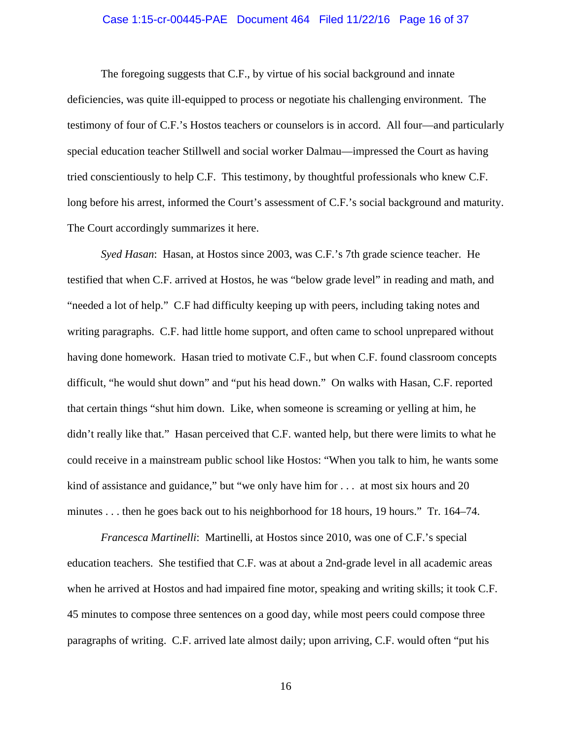The foregoing suggests that C.F., by virtue of his social background and innate deficiencies, was quite ill-equipped to process or negotiate his challenging environment. The testimony of four of C.F.'s Hostos teachers or counselors is in accord. All four—and particularly special education teacher Stillwell and social worker Dalmau—impressed the Court as having tried conscientiously to help C.F. This testimony, by thoughtful professionals who knew C.F. long before his arrest, informed the Court's assessment of C.F.'s social background and maturity. The Court accordingly summarizes it here.

*Syed Hasan*: Hasan, at Hostos since 2003, was C.F.'s 7th grade science teacher. He testified that when C.F. arrived at Hostos, he was "below grade level" in reading and math, and "needed a lot of help." C.F had difficulty keeping up with peers, including taking notes and writing paragraphs. C.F. had little home support, and often came to school unprepared without having done homework. Hasan tried to motivate C.F., but when C.F. found classroom concepts difficult, "he would shut down" and "put his head down." On walks with Hasan, C.F. reported that certain things "shut him down. Like, when someone is screaming or yelling at him, he didn't really like that." Hasan perceived that C.F. wanted help, but there were limits to what he could receive in a mainstream public school like Hostos: "When you talk to him, he wants some kind of assistance and guidance," but "we only have him for . . . at most six hours and 20 minutes . . . then he goes back out to his neighborhood for 18 hours, 19 hours." Tr. 164–74.

*Francesca Martinelli*: Martinelli, at Hostos since 2010, was one of C.F.'s special education teachers. She testified that C.F. was at about a 2nd-grade level in all academic areas when he arrived at Hostos and had impaired fine motor, speaking and writing skills; it took C.F. 45 minutes to compose three sentences on a good day, while most peers could compose three paragraphs of writing. C.F. arrived late almost daily; upon arriving, C.F. would often "put his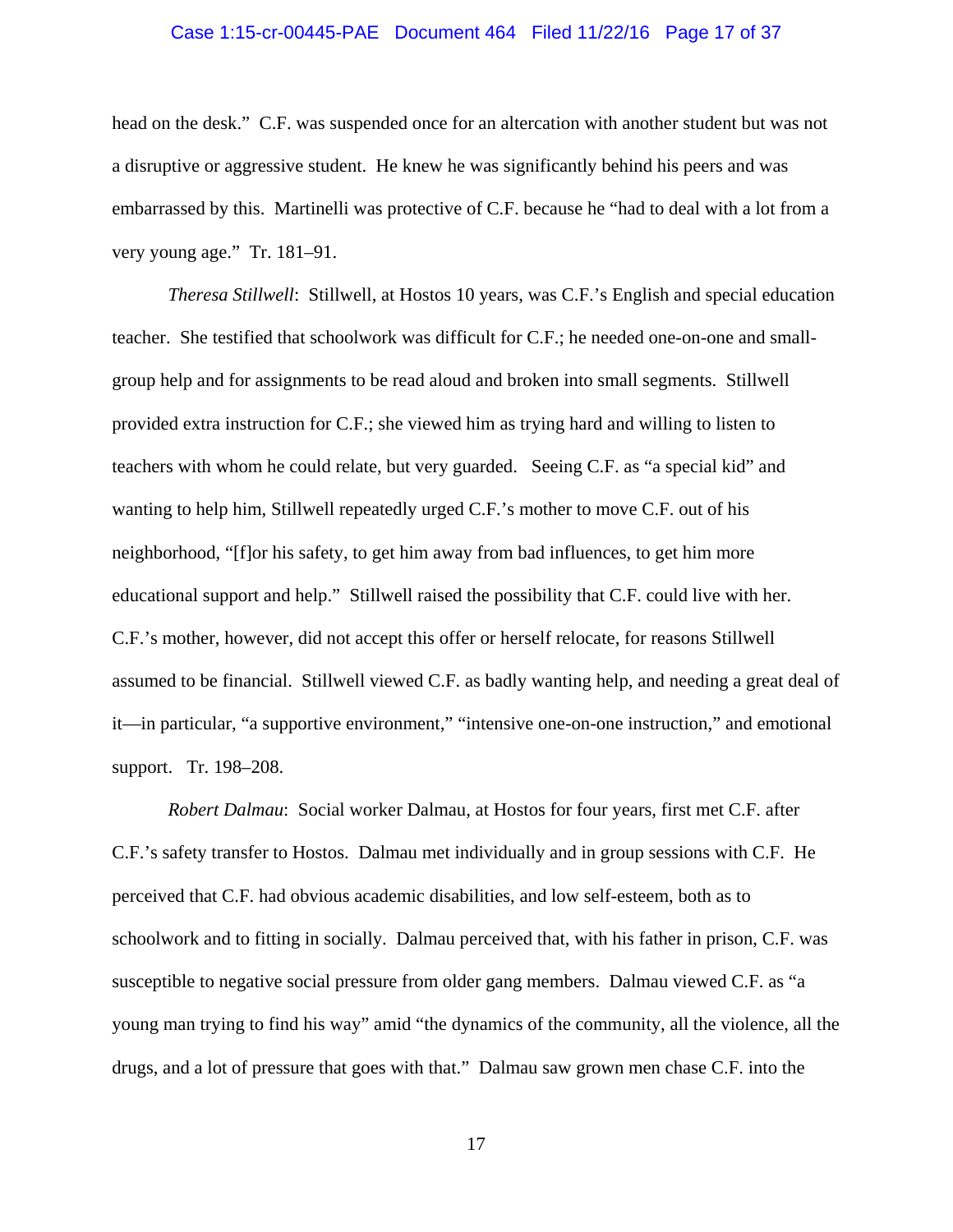head on the desk." C.F. was suspended once for an altercation with another student but was not a disruptive or aggressive student. He knew he was significantly behind his peers and was embarrassed by this. Martinelli was protective of C.F. because he "had to deal with a lot from a very young age." Tr. 181–91.

*Theresa Stillwell*: Stillwell, at Hostos 10 years, was C.F.'s English and special education teacher. She testified that schoolwork was difficult for C.F.; he needed one-on-one and small-group help and for assignments to be read aloud and broken into small segments. Stillwell provided extra instruction for C.F.; she viewed him as trying hard and willing to listen to teachers with whom he could relate, but very guarded. Seeing C.F. as "a special kid" and wanting to help him, Stillwell repeatedly urged C.F.'s mother to move C.F. out of his neighborhood, "[f]or his safety, to get him away from bad influences, to get him more educational support and help." Stillwell raised the possibility that C.F. could live with her. C.F.'s mother, however, did not accept this offer or herself relocate, for reasons Stillwell assumed to be financial. Stillwell viewed C.F. as badly wanting help, and needing a great deal of it—in particular, "a supportive environment," "intensive one-on-one instruction," and emotional support. Tr. 198–208.

*Robert Dalmau*: Social worker Dalmau, at Hostos for four years, first met C.F. after C.F.'s safety transfer to Hostos. Dalmau met individually and in group sessions with C.F. He perceived that C.F. had obvious academic disabilities, and low self-esteem, both as to schoolwork and to fitting in socially. Dalmau perceived that, with his father in prison, C.F. was susceptible to negative social pressure from older gang members. Dalmau viewed C.F. as "a young man trying to find his way" amid "the dynamics of the community, all the violence, all the drugs, and a lot of pressure that goes with that." Dalmau saw grown men chase C.F. into the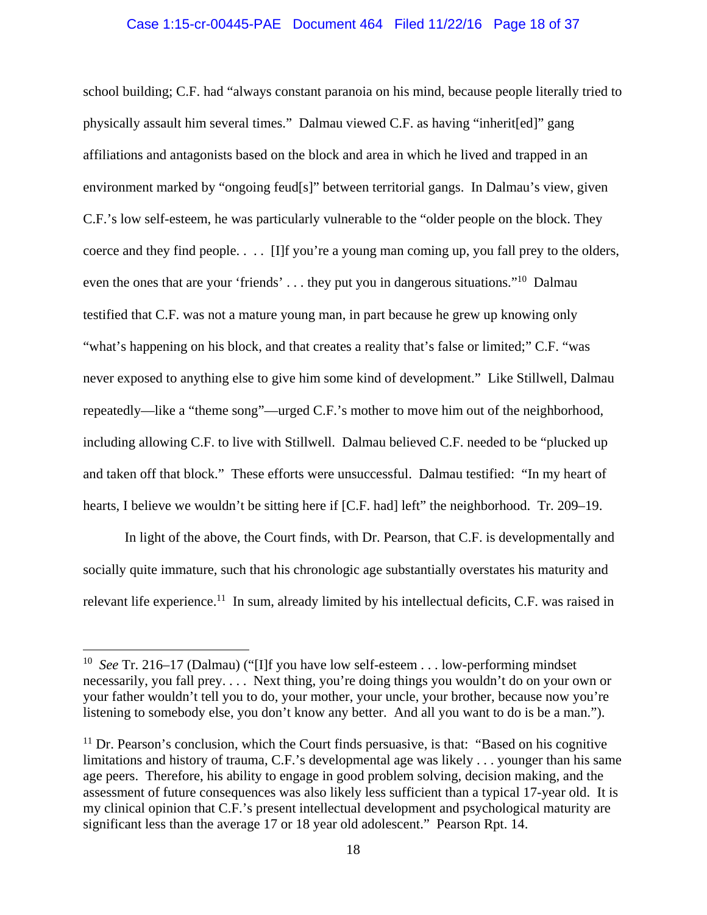school building; C.F. had "always constant paranoia on his mind, because people literally tried to physically assault him several times." Dalmau viewed C.F. as having "inherit[ed]" gang affiliations and antagonists based on the block and area in which he lived and trapped in an environment marked by "ongoing feud[s]" between territorial gangs. In Dalmau's view, given C.F.'s low self-esteem, he was particularly vulnerable to the "older people on the block. They coerce and they find people. . . . [I]f you're a young man coming up, you fall prey to the olders, even the ones that are your 'friends' . . . they put you in dangerous situations."[10] Dalmau testified that C.F. was not a mature young man, in part because he grew up knowing only "what's happening on his block, and that creates a reality that's false or limited;" C.F. "was never exposed to anything else to give him some kind of development." Like Stillwell, Dalmau repeatedly—like a "theme song"—urged C.F.'s mother to move him out of the neighborhood, including allowing C.F. to live with Stillwell. Dalmau believed C.F. needed to be "plucked up and taken off that block." These efforts were unsuccessful. Dalmau testified: "In my heart of hearts, I believe we wouldn't be sitting here if [C.F. had] left" the neighborhood. Tr. 209–19.

In light of the above, the Court finds, with Dr. Pearson, that C.F. is developmentally and socially quite immature, such that his chronologic age substantially overstates his maturity and relevant life experience.[11] In sum, already limited by his intellectual deficits, C.F. was raised in

---

[10] *See* Tr. 216–17 (Dalmau) ("[I]f you have low self-esteem . . . low-performing mindset necessarily, you fall prey. . . . Next thing, you're doing things you wouldn't do on your own or your father wouldn't tell you to do, your mother, your uncle, your brother, because now you're listening to somebody else, you don't know any better. And all you want to do is be a man.").

[11] Dr. Pearson's conclusion, which the Court finds persuasive, is that: "Based on his cognitive limitations and history of trauma, C.F.'s developmental age was likely . . . younger than his same age peers. Therefore, his ability to engage in good problem solving, decision making, and the assessment of future consequences was also likely less sufficient than a typical 17-year old. It is my clinical opinion that C.F.'s present intellectual development and psychological maturity are significant less than the average 17 or 18 year old adolescent." Pearson Rpt. 14.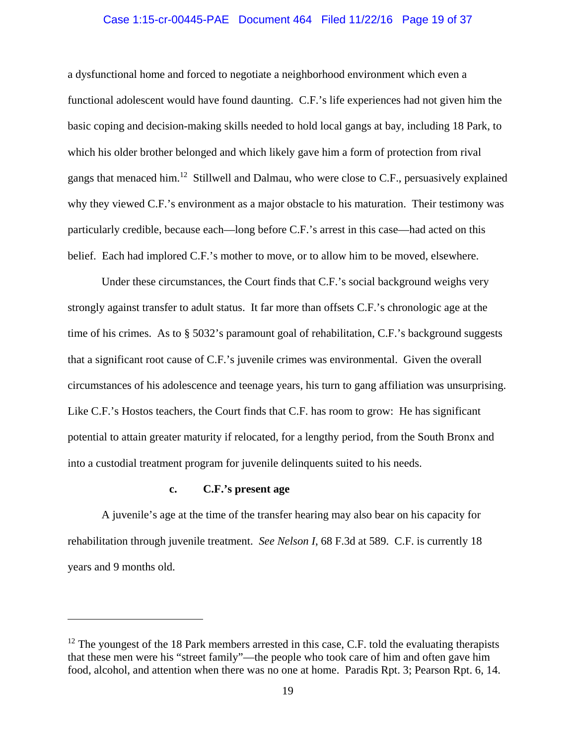a dysfunctional home and forced to negotiate a neighborhood environment which even a functional adolescent would have found daunting. C.F.'s life experiences had not given him the basic coping and decision-making skills needed to hold local gangs at bay, including 18 Park, to which his older brother belonged and which likely gave him a form of protection from rival gangs that menaced him.[12] Stillwell and Dalmau, who were close to C.F., persuasively explained why they viewed C.F.'s environment as a major obstacle to his maturation. Their testimony was particularly credible, because each—long before C.F.'s arrest in this case—had acted on this belief. Each had implored C.F.'s mother to move, or to allow him to be moved, elsewhere.

Under these circumstances, the Court finds that C.F.'s social background weighs very strongly against transfer to adult status. It far more than offsets C.F.'s chronologic age at the time of his crimes. As to § 5032's paramount goal of rehabilitation, C.F.'s background suggests that a significant root cause of C.F.'s juvenile crimes was environmental. Given the overall circumstances of his adolescence and teenage years, his turn to gang affiliation was unsurprising. Like C.F.'s Hostos teachers, the Court finds that C.F. has room to grow: He has significant potential to attain greater maturity if relocated, for a lengthy period, from the South Bronx and into a custodial treatment program for juvenile delinquents suited to his needs.

**c. C.F.'s present age**

A juvenile's age at the time of the transfer hearing may also bear on his capacity for rehabilitation through juvenile treatment. *See Nelson I*, 68 F.3d at 589. C.F. is currently 18 years and 9 months old.

---

[12] The youngest of the 18 Park members arrested in this case, C.F. told the evaluating therapists that these men were his "street family"—the people who took care of him and often gave him food, alcohol, and attention when there was no one at home. Paradis Rpt. 3; Pearson Rpt. 6, 14.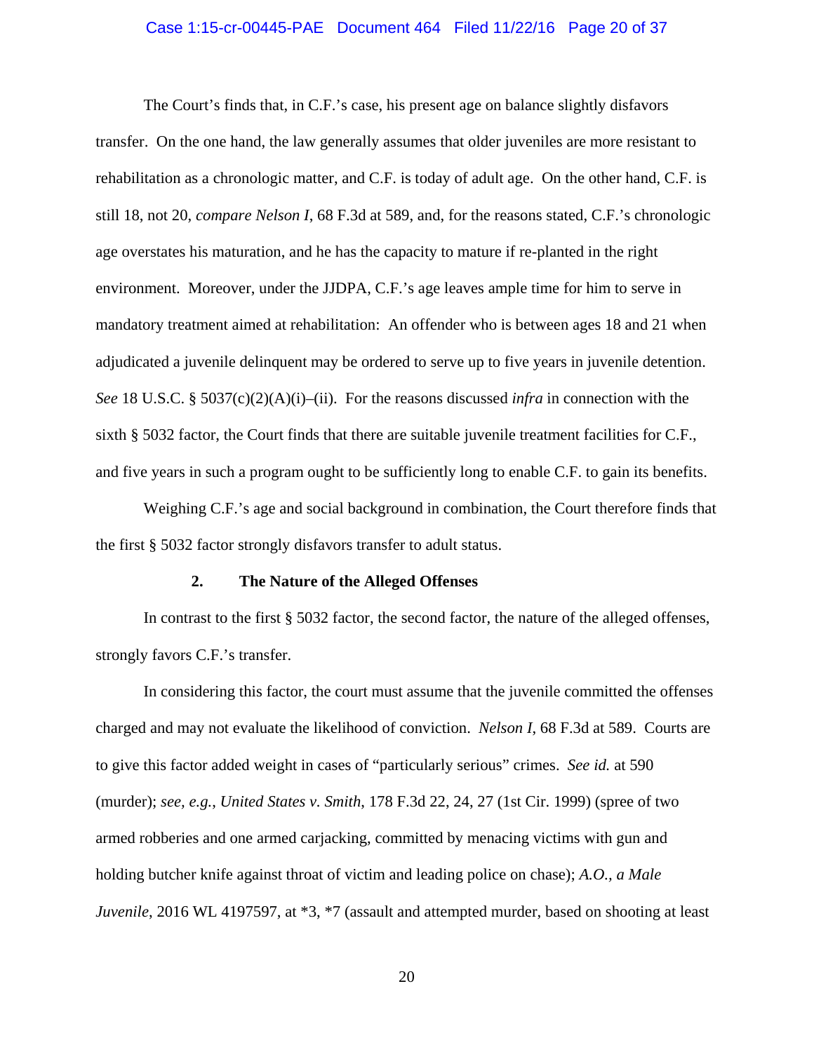The Court's finds that, in C.F.'s case, his present age on balance slightly disfavors transfer. On the one hand, the law generally assumes that older juveniles are more resistant to rehabilitation as a chronologic matter, and C.F. is today of adult age. On the other hand, C.F. is still 18, not 20, *compare Nelson I*, 68 F.3d at 589, and, for the reasons stated, C.F.'s chronologic age overstates his maturation, and he has the capacity to mature if re-planted in the right environment. Moreover, under the JJDPA, C.F.'s age leaves ample time for him to serve in mandatory treatment aimed at rehabilitation: An offender who is between ages 18 and 21 when adjudicated a juvenile delinquent may be ordered to serve up to five years in juvenile detention. *See* 18 U.S.C. § 5037(c)(2)(A)(i)–(ii). For the reasons discussed *infra* in connection with the sixth § 5032 factor, the Court finds that there are suitable juvenile treatment facilities for C.F., and five years in such a program ought to be sufficiently long to enable C.F. to gain its benefits.

Weighing C.F.'s age and social background in combination, the Court therefore finds that the first § 5032 factor strongly disfavors transfer to adult status.

### 2. The Nature of the Alleged Offenses

In contrast to the first § 5032 factor, the second factor, the nature of the alleged offenses, strongly favors C.F.'s transfer.

In considering this factor, the court must assume that the juvenile committed the offenses charged and may not evaluate the likelihood of conviction. *Nelson I*, 68 F.3d at 589. Courts are to give this factor added weight in cases of "particularly serious" crimes. *See id.* at 590 (murder); *see, e.g.*, *United States v. Smith*, 178 F.3d 22, 24, 27 (1st Cir. 1999) (spree of two armed robberies and one armed carjacking, committed by menacing victims with gun and holding butcher knife against throat of victim and leading police on chase); *A.O., a Male Juvenile*, 2016 WL 4197597, at *3, *7 (assault and attempted murder, based on shooting at least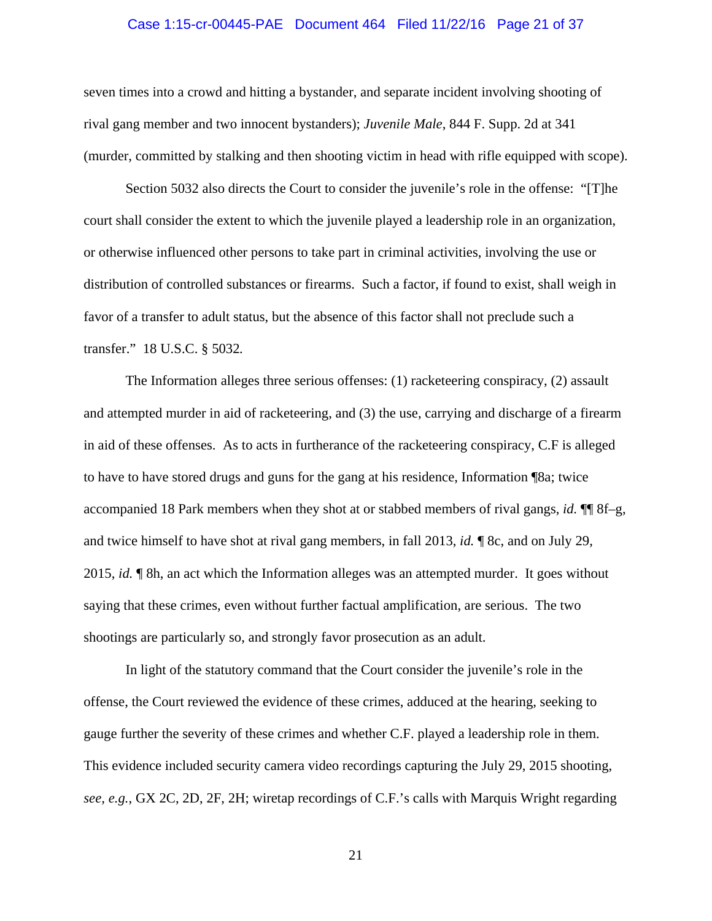seven times into a crowd and hitting a bystander, and separate incident involving shooting of rival gang member and two innocent bystanders); *Juvenile Male*, 844 F. Supp. 2d at 341 (murder, committed by stalking and then shooting victim in head with rifle equipped with scope).

Section 5032 also directs the Court to consider the juvenile's role in the offense: "[T]he court shall consider the extent to which the juvenile played a leadership role in an organization, or otherwise influenced other persons to take part in criminal activities, involving the use or distribution of controlled substances or firearms. Such a factor, if found to exist, shall weigh in favor of a transfer to adult status, but the absence of this factor shall not preclude such a transfer." 18 U.S.C. § 5032.

The Information alleges three serious offenses: (1) racketeering conspiracy, (2) assault and attempted murder in aid of racketeering, and (3) the use, carrying and discharge of a firearm in aid of these offenses. As to acts in furtherance of the racketeering conspiracy, C.F is alleged to have to have stored drugs and guns for the gang at his residence, Information ¶8a; twice accompanied 18 Park members when they shot at or stabbed members of rival gangs, *id.* ¶¶ 8f–g, and twice himself to have shot at rival gang members, in fall 2013, *id.* ¶ 8c, and on July 29, 2015, *id.* ¶ 8h, an act which the Information alleges was an attempted murder. It goes without saying that these crimes, even without further factual amplification, are serious. The two shootings are particularly so, and strongly favor prosecution as an adult.

In light of the statutory command that the Court consider the juvenile's role in the offense, the Court reviewed the evidence of these crimes, adduced at the hearing, seeking to gauge further the severity of these crimes and whether C.F. played a leadership role in them. This evidence included security camera video recordings capturing the July 29, 2015 shooting, *see, e.g.*, GX 2C, 2D, 2F, 2H; wiretap recordings of C.F.'s calls with Marquis Wright regarding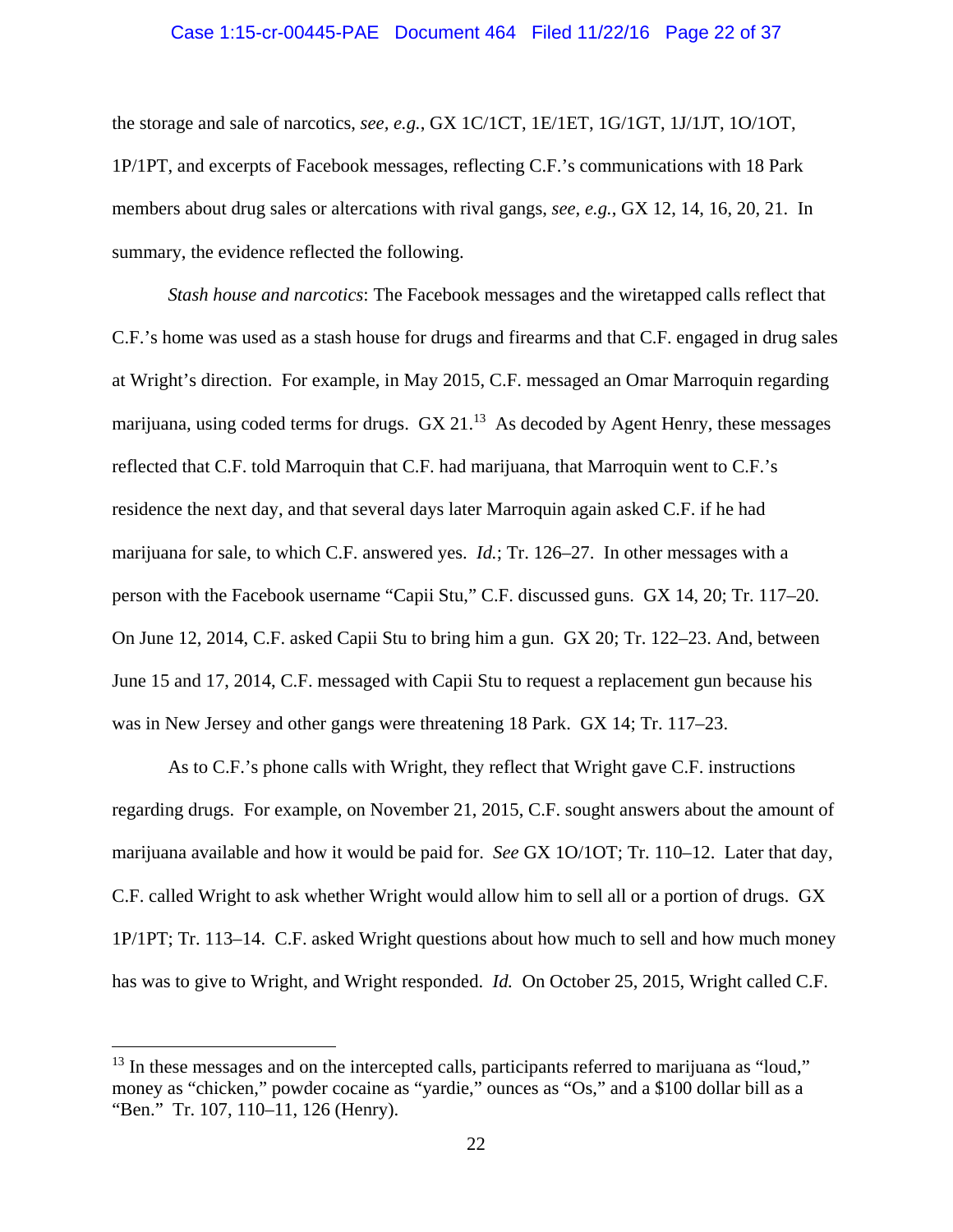the storage and sale of narcotics, *see, e.g.*, GX 1C/1CT, 1E/1ET, 1G/1GT, 1J/1JT, 1O/1OT, 1P/1PT, and excerpts of Facebook messages, reflecting C.F.'s communications with 18 Park members about drug sales or altercations with rival gangs, *see, e.g.*, GX 12, 14, 16, 20, 21. In summary, the evidence reflected the following.

*Stash house and narcotics*: The Facebook messages and the wiretapped calls reflect that C.F.'s home was used as a stash house for drugs and firearms and that C.F. engaged in drug sales at Wright's direction. For example, in May 2015, C.F. messaged an Omar Marroquin regarding marijuana, using coded terms for drugs. GX 21.[13] As decoded by Agent Henry, these messages reflected that C.F. told Marroquin that C.F. had marijuana, that Marroquin went to C.F.'s residence the next day, and that several days later Marroquin again asked C.F. if he had marijuana for sale, to which C.F. answered yes. *Id.*; Tr. 126–27. In other messages with a person with the Facebook username "Capii Stu," C.F. discussed guns. GX 14, 20; Tr. 117–20. On June 12, 2014, C.F. asked Capii Stu to bring him a gun. GX 20; Tr. 122–23. And, between June 15 and 17, 2014, C.F. messaged with Capii Stu to request a replacement gun because his was in New Jersey and other gangs were threatening 18 Park. GX 14; Tr. 117–23.

As to C.F.'s phone calls with Wright, they reflect that Wright gave C.F. instructions regarding drugs. For example, on November 21, 2015, C.F. sought answers about the amount of marijuana available and how it would be paid for. *See* GX 1O/1OT; Tr. 110–12. Later that day, C.F. called Wright to ask whether Wright would allow him to sell all or a portion of drugs. GX 1P/1PT; Tr. 113–14. C.F. asked Wright questions about how much to sell and how much money has was to give to Wright, and Wright responded. *Id.* On October 25, 2015, Wright called C.F.

[13] In these messages and on the intercepted calls, participants referred to marijuana as "loud," money as "chicken," powder cocaine as "yardie," ounces as "Os," and a $100 dollar bill as a "Ben." Tr. 107, 110–11, 126 (Henry).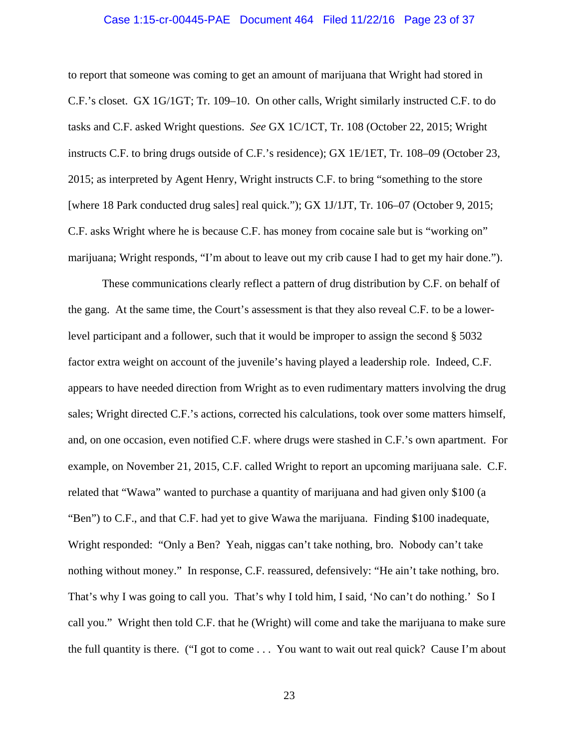to report that someone was coming to get an amount of marijuana that Wright had stored in C.F.'s closet. GX 1G/1GT; Tr. 109–10. On other calls, Wright similarly instructed C.F. to do tasks and C.F. asked Wright questions. *See* GX 1C/1CT, Tr. 108 (October 22, 2015; Wright instructs C.F. to bring drugs outside of C.F.'s residence); GX 1E/1ET, Tr. 108–09 (October 23, 2015; as interpreted by Agent Henry, Wright instructs C.F. to bring "something to the store [where 18 Park conducted drug sales] real quick."); GX 1J/1JT, Tr. 106–07 (October 9, 2015; C.F. asks Wright where he is because C.F. has money from cocaine sale but is "working on" marijuana; Wright responds, "I'm about to leave out my crib cause I had to get my hair done.").

These communications clearly reflect a pattern of drug distribution by C.F. on behalf of the gang. At the same time, the Court's assessment is that they also reveal C.F. to be a lower-level participant and a follower, such that it would be improper to assign the second § 5032 factor extra weight on account of the juvenile's having played a leadership role. Indeed, C.F. appears to have needed direction from Wright as to even rudimentary matters involving the drug sales; Wright directed C.F.'s actions, corrected his calculations, took over some matters himself, and, on one occasion, even notified C.F. where drugs were stashed in C.F.'s own apartment. For example, on November 21, 2015, C.F. called Wright to report an upcoming marijuana sale. C.F. related that "Wawa" wanted to purchase a quantity of marijuana and had given only $100 (a "Ben") to C.F., and that C.F. had yet to give Wawa the marijuana. Finding $100 inadequate, Wright responded: "Only a Ben? Yeah, niggas can't take nothing, bro. Nobody can't take nothing without money." In response, C.F. reassured, defensively: "He ain't take nothing, bro. That's why I was going to call you. That's why I told him, I said, 'No can't do nothing.' So I call you." Wright then told C.F. that he (Wright) will come and take the marijuana to make sure the full quantity is there. ("I got to come . . . You want to wait out real quick? Cause I'm about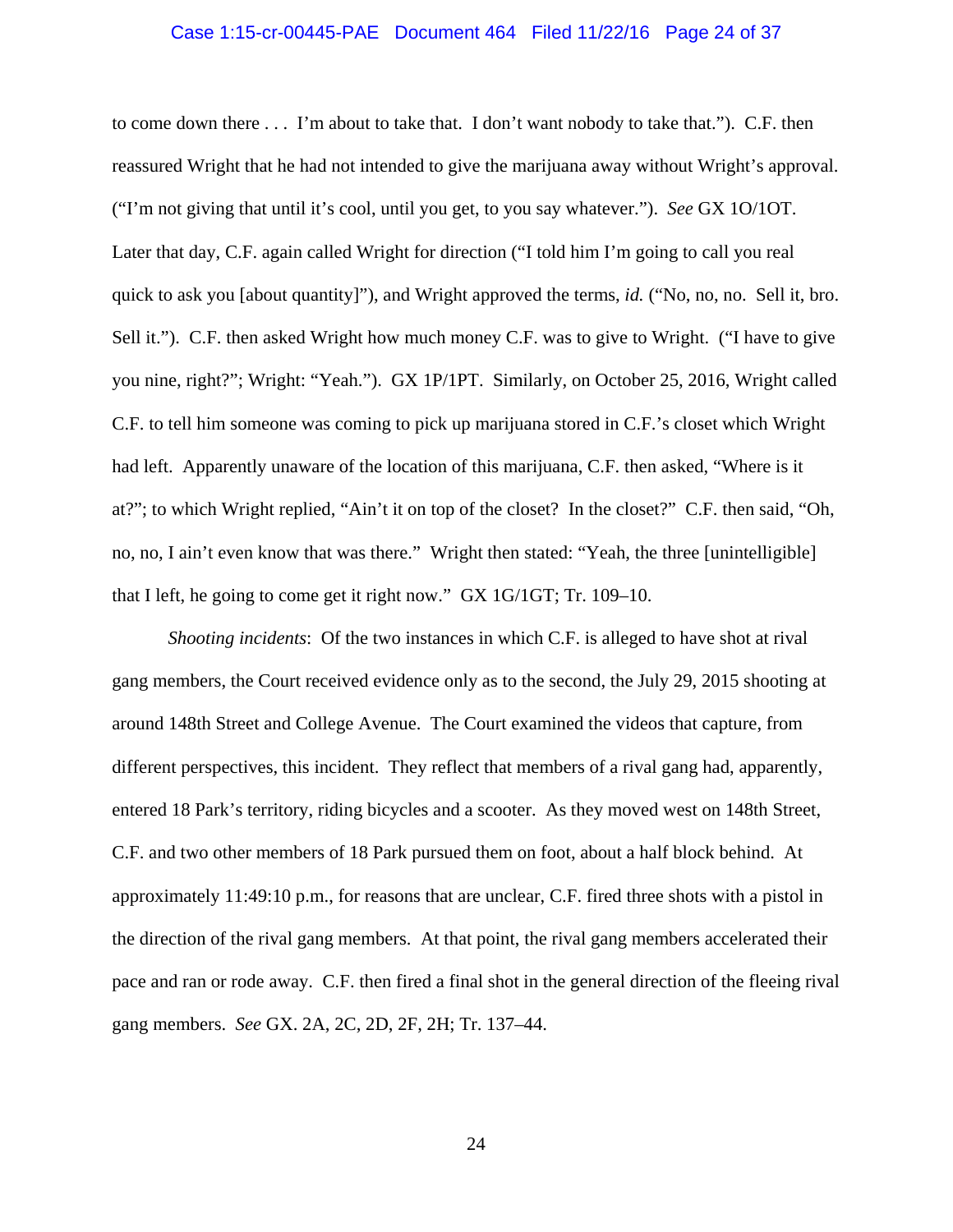to come down there . . . I'm about to take that. I don't want nobody to take that."). C.F. then reassured Wright that he had not intended to give the marijuana away without Wright's approval. ("I'm not giving that until it's cool, until you get, to you say whatever."). *See* GX 1O/1OT. Later that day, C.F. again called Wright for direction ("I told him I'm going to call you real quick to ask you [about quantity]"), and Wright approved the terms, *id.* ("No, no, no. Sell it, bro. Sell it."). C.F. then asked Wright how much money C.F. was to give to Wright. ("I have to give you nine, right?"; Wright: "Yeah."). GX 1P/1PT. Similarly, on October 25, 2016, Wright called C.F. to tell him someone was coming to pick up marijuana stored in C.F.'s closet which Wright had left. Apparently unaware of the location of this marijuana, C.F. then asked, "Where is it at?"; to which Wright replied, "Ain't it on top of the closet? In the closet?" C.F. then said, "Oh, no, no, I ain't even know that was there." Wright then stated: "Yeah, the three [unintelligible] that I left, he going to come get it right now." GX 1G/1GT; Tr. 109–10.

*Shooting incidents*: Of the two instances in which C.F. is alleged to have shot at rival gang members, the Court received evidence only as to the second, the July 29, 2015 shooting at around 148th Street and College Avenue. The Court examined the videos that capture, from different perspectives, this incident. They reflect that members of a rival gang had, apparently, entered 18 Park's territory, riding bicycles and a scooter. As they moved west on 148th Street, C.F. and two other members of 18 Park pursued them on foot, about a half block behind. At approximately 11:49:10 p.m., for reasons that are unclear, C.F. fired three shots with a pistol in the direction of the rival gang members. At that point, the rival gang members accelerated their pace and ran or rode away. C.F. then fired a final shot in the general direction of the fleeing rival gang members. *See* GX. 2A, 2C, 2D, 2F, 2H; Tr. 137–44.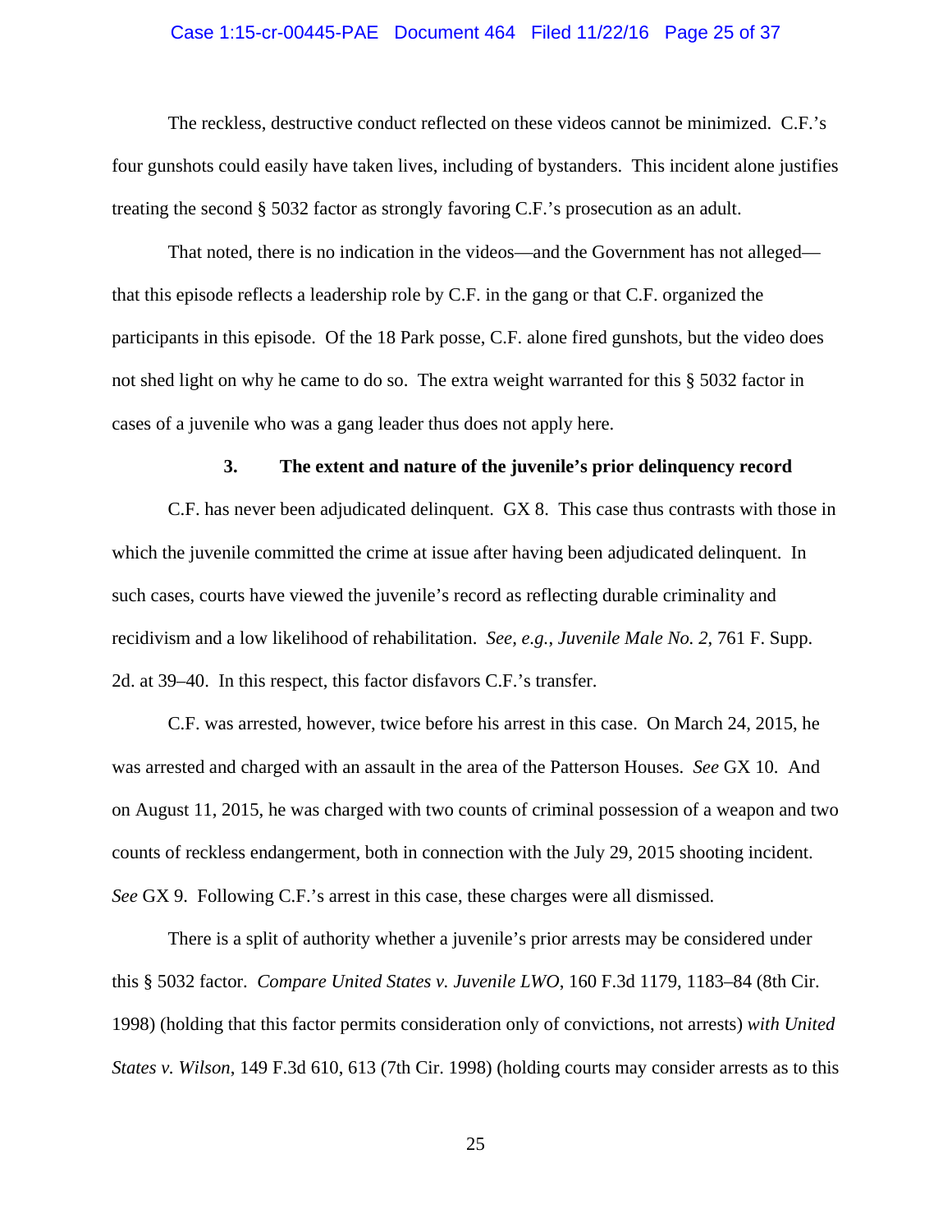The reckless, destructive conduct reflected on these videos cannot be minimized. C.F.'s four gunshots could easily have taken lives, including of bystanders. This incident alone justifies treating the second § 5032 factor as strongly favoring C.F.'s prosecution as an adult.

That noted, there is no indication in the videos—and the Government has not alleged—that this episode reflects a leadership role by C.F. in the gang or that C.F. organized the participants in this episode. Of the 18 Park posse, C.F. alone fired gunshots, but the video does not shed light on why he came to do so. The extra weight warranted for this § 5032 factor in cases of a juvenile who was a gang leader thus does not apply here.

### 3. The extent and nature of the juvenile's prior delinquency record

C.F. has never been adjudicated delinquent. GX 8. This case thus contrasts with those in which the juvenile committed the crime at issue after having been adjudicated delinquent. In such cases, courts have viewed the juvenile's record as reflecting durable criminality and recidivism and a low likelihood of rehabilitation. *See, e.g.*, *Juvenile Male No. 2*, 761 F. Supp. 2d. at 39–40. In this respect, this factor disfavors C.F.'s transfer.

C.F. was arrested, however, twice before his arrest in this case. On March 24, 2015, he was arrested and charged with an assault in the area of the Patterson Houses. *See* GX 10. And on August 11, 2015, he was charged with two counts of criminal possession of a weapon and two counts of reckless endangerment, both in connection with the July 29, 2015 shooting incident. *See* GX 9. Following C.F.'s arrest in this case, these charges were all dismissed.

There is a split of authority whether a juvenile's prior arrests may be considered under this § 5032 factor. *Compare United States v. Juvenile LWO*, 160 F.3d 1179, 1183–84 (8th Cir. 1998) (holding that this factor permits consideration only of convictions, not arrests) *with United States v. Wilson*, 149 F.3d 610, 613 (7th Cir. 1998) (holding courts may consider arrests as to this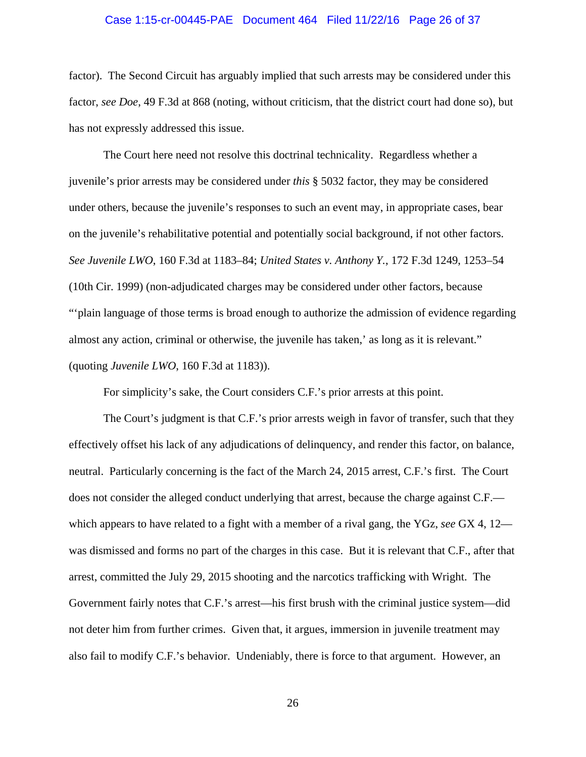factor). The Second Circuit has arguably implied that such arrests may be considered under this factor, *see Doe*, 49 F.3d at 868 (noting, without criticism, that the district court had done so), but has not expressly addressed this issue.

The Court here need not resolve this doctrinal technicality. Regardless whether a juvenile's prior arrests may be considered under *this* § 5032 factor, they may be considered under others, because the juvenile's responses to such an event may, in appropriate cases, bear on the juvenile's rehabilitative potential and potentially social background, if not other factors. *See Juvenile LWO*, 160 F.3d at 1183–84; *United States v. Anthony Y.*, 172 F.3d 1249, 1253–54 (10th Cir. 1999) (non-adjudicated charges may be considered under other factors, because "'plain language of those terms is broad enough to authorize the admission of evidence regarding almost any action, criminal or otherwise, the juvenile has taken,' as long as it is relevant." (quoting *Juvenile LWO*, 160 F.3d at 1183)).

For simplicity's sake, the Court considers C.F.'s prior arrests at this point.

The Court's judgment is that C.F.'s prior arrests weigh in favor of transfer, such that they effectively offset his lack of any adjudications of delinquency, and render this factor, on balance, neutral. Particularly concerning is the fact of the March 24, 2015 arrest, C.F.'s first. The Court does not consider the alleged conduct underlying that arrest, because the charge against C.F.—which appears to have related to a fight with a member of a rival gang, the YGz, *see* GX 4, 12—was dismissed and forms no part of the charges in this case. But it is relevant that C.F., after that arrest, committed the July 29, 2015 shooting and the narcotics trafficking with Wright. The Government fairly notes that C.F.'s arrest—his first brush with the criminal justice system—did not deter him from further crimes. Given that, it argues, immersion in juvenile treatment may also fail to modify C.F.'s behavior. Undeniably, there is force to that argument. However, an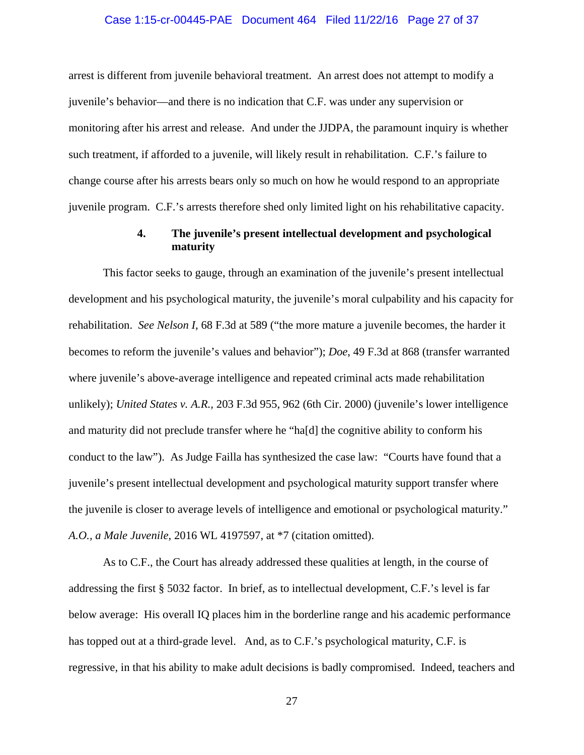arrest is different from juvenile behavioral treatment. An arrest does not attempt to modify a juvenile's behavior—and there is no indication that C.F. was under any supervision or monitoring after his arrest and release. And under the JJDPA, the paramount inquiry is whether such treatment, if afforded to a juvenile, will likely result in rehabilitation. C.F.'s failure to change course after his arrests bears only so much on how he would respond to an appropriate juvenile program. C.F.'s arrests therefore shed only limited light on his rehabilitative capacity.

#### 4. The juvenile's present intellectual development and psychological maturity

This factor seeks to gauge, through an examination of the juvenile's present intellectual development and his psychological maturity, the juvenile's moral culpability and his capacity for rehabilitation. *See Nelson I*, 68 F.3d at 589 ("the more mature a juvenile becomes, the harder it becomes to reform the juvenile's values and behavior"); *Doe*, 49 F.3d at 868 (transfer warranted where juvenile's above-average intelligence and repeated criminal acts made rehabilitation unlikely); *United States v. A.R.*, 203 F.3d 955, 962 (6th Cir. 2000) (juvenile's lower intelligence and maturity did not preclude transfer where he "ha[d] the cognitive ability to conform his conduct to the law"). As Judge Failla has synthesized the case law: "Courts have found that a juvenile's present intellectual development and psychological maturity support transfer where the juvenile is closer to average levels of intelligence and emotional or psychological maturity." *A.O., a Male Juvenile*, 2016 WL 4197597, at *7 (citation omitted).

As to C.F., the Court has already addressed these qualities at length, in the course of addressing the first § 5032 factor. In brief, as to intellectual development, C.F.'s level is far below average: His overall IQ places him in the borderline range and his academic performance has topped out at a third-grade level. And, as to C.F.'s psychological maturity, C.F. is regressive, in that his ability to make adult decisions is badly compromised. Indeed, teachers and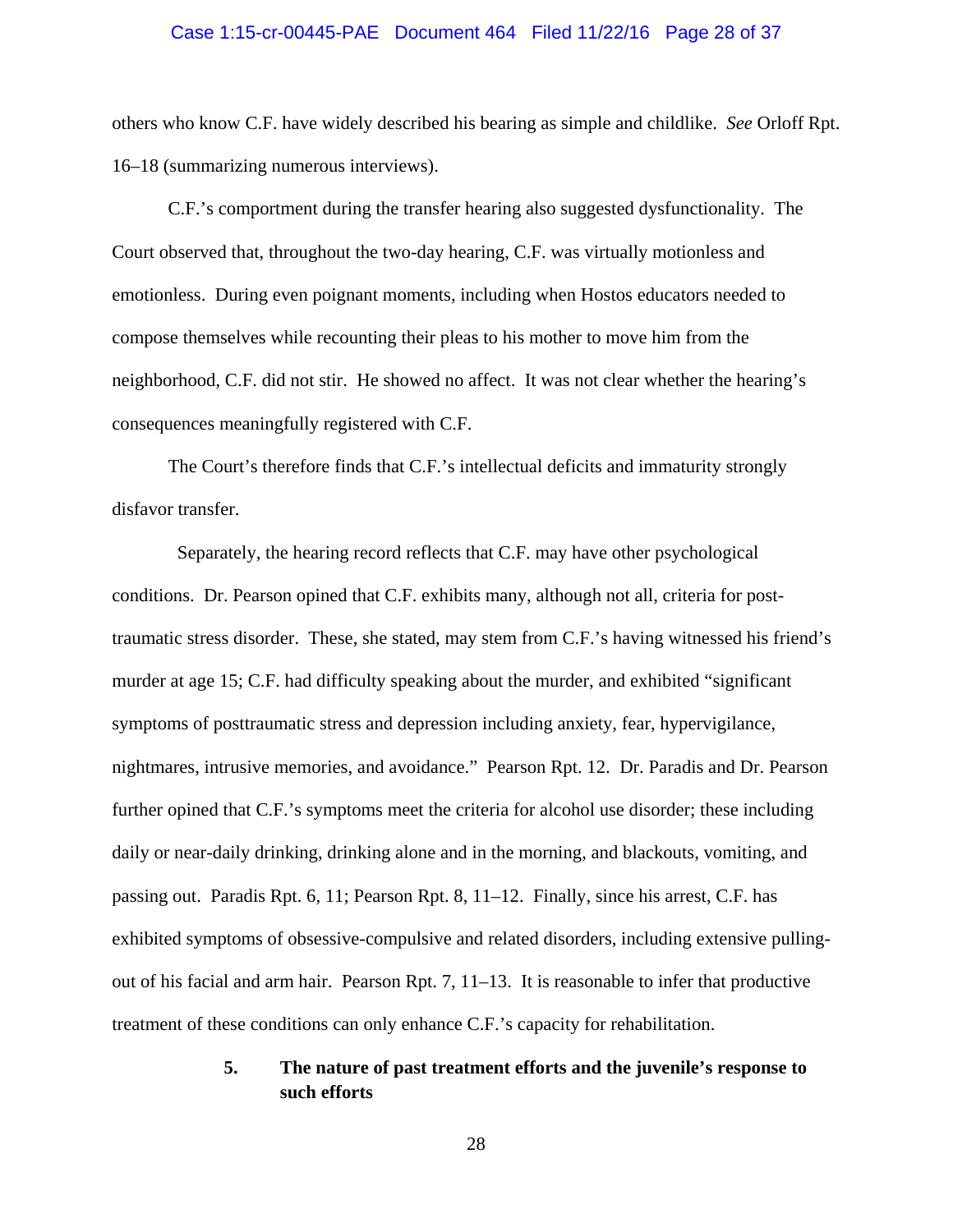others who know C.F. have widely described his bearing as simple and childlike. *See* Orloff Rpt. 16–18 (summarizing numerous interviews).

C.F.'s comportment during the transfer hearing also suggested dysfunctionality. The Court observed that, throughout the two-day hearing, C.F. was virtually motionless and emotionless. During even poignant moments, including when Hostos educators needed to compose themselves while recounting their pleas to his mother to move him from the neighborhood, C.F. did not stir. He showed no affect. It was not clear whether the hearing's consequences meaningfully registered with C.F.

The Court's therefore finds that C.F.'s intellectual deficits and immaturity strongly disfavor transfer.

Separately, the hearing record reflects that C.F. may have other psychological conditions. Dr. Pearson opined that C.F. exhibits many, although not all, criteria for post-traumatic stress disorder. These, she stated, may stem from C.F.'s having witnessed his friend's murder at age 15; C.F. had difficulty speaking about the murder, and exhibited "significant symptoms of posttraumatic stress and depression including anxiety, fear, hypervigilance, nightmares, intrusive memories, and avoidance." Pearson Rpt. 12. Dr. Paradis and Dr. Pearson further opined that C.F.'s symptoms meet the criteria for alcohol use disorder; these including daily or near-daily drinking, drinking alone and in the morning, and blackouts, vomiting, and passing out. Paradis Rpt. 6, 11; Pearson Rpt. 8, 11–12. Finally, since his arrest, C.F. has exhibited symptoms of obsessive-compulsive and related disorders, including extensive pulling-out of his facial and arm hair. Pearson Rpt. 7, 11–13. It is reasonable to infer that productive treatment of these conditions can only enhance C.F.'s capacity for rehabilitation.

**5. The nature of past treatment efforts and the juvenile's response to such efforts**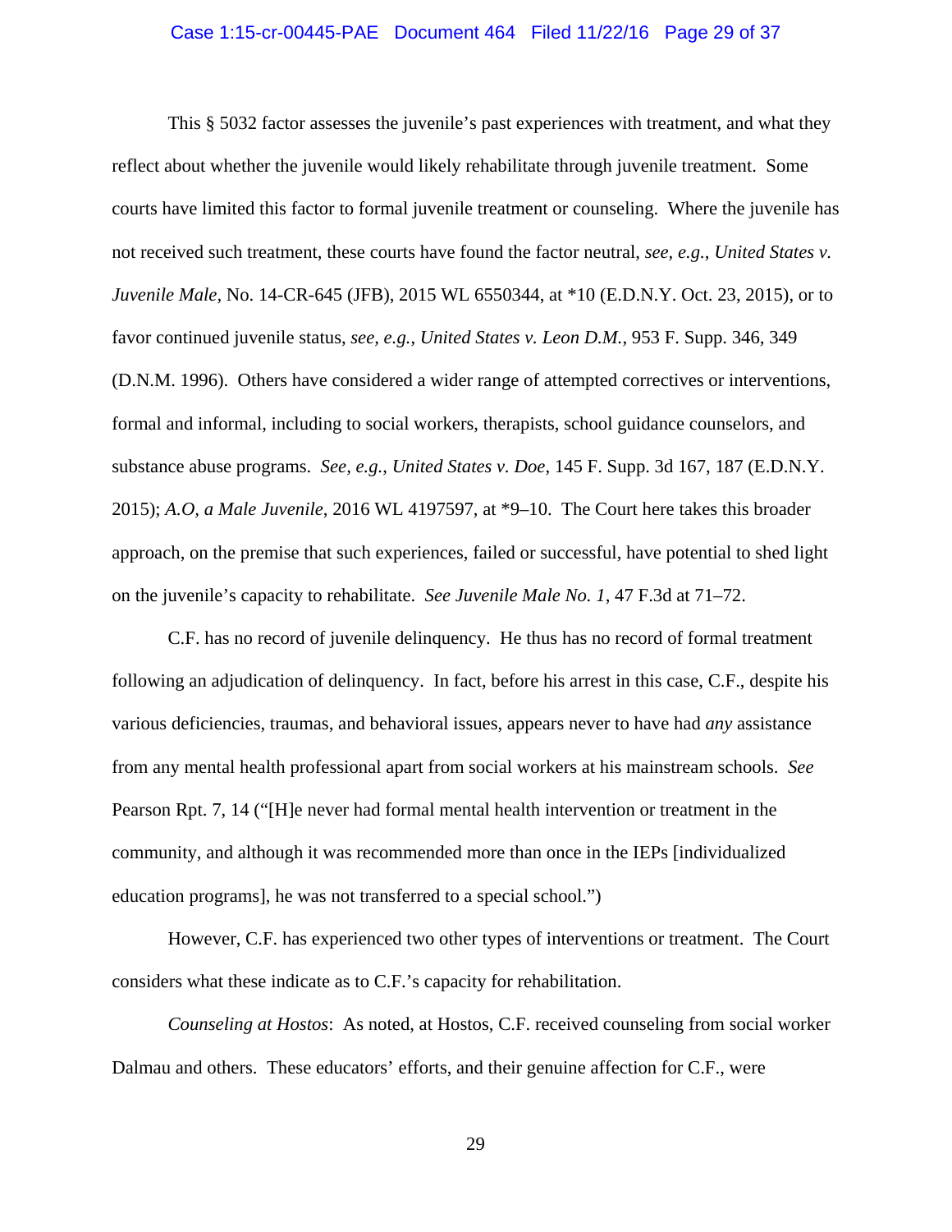This § 5032 factor assesses the juvenile's past experiences with treatment, and what they reflect about whether the juvenile would likely rehabilitate through juvenile treatment. Some courts have limited this factor to formal juvenile treatment or counseling. Where the juvenile has not received such treatment, these courts have found the factor neutral, *see, e.g.*, *United States v. Juvenile Male*, No. 14-CR-645 (JFB), 2015 WL 6550344, at *10 (E.D.N.Y. Oct. 23, 2015), or to favor continued juvenile status, *see, e.g.*, *United States v. Leon D.M.*, 953 F. Supp. 346, 349 (D.N.M. 1996). Others have considered a wider range of attempted correctives or interventions, formal and informal, including to social workers, therapists, school guidance counselors, and substance abuse programs. *See, e.g.*, *United States v. Doe*, 145 F. Supp. 3d 167, 187 (E.D.N.Y. 2015); *A.O, a Male Juvenile*, 2016 WL 4197597, at *9–10. The Court here takes this broader approach, on the premise that such experiences, failed or successful, have potential to shed light on the juvenile's capacity to rehabilitate. *See Juvenile Male No. 1*, 47 F.3d at 71–72.

C.F. has no record of juvenile delinquency. He thus has no record of formal treatment following an adjudication of delinquency. In fact, before his arrest in this case, C.F., despite his various deficiencies, traumas, and behavioral issues, appears never to have had *any* assistance from any mental health professional apart from social workers at his mainstream schools. *See* Pearson Rpt. 7, 14 ("[H]e never had formal mental health intervention or treatment in the community, and although it was recommended more than once in the IEPs [individualized education programs], he was not transferred to a special school.")

However, C.F. has experienced two other types of interventions or treatment. The Court considers what these indicate as to C.F.'s capacity for rehabilitation.

*Counseling at Hostos*: As noted, at Hostos, C.F. received counseling from social worker Dalmau and others. These educators' efforts, and their genuine affection for C.F., were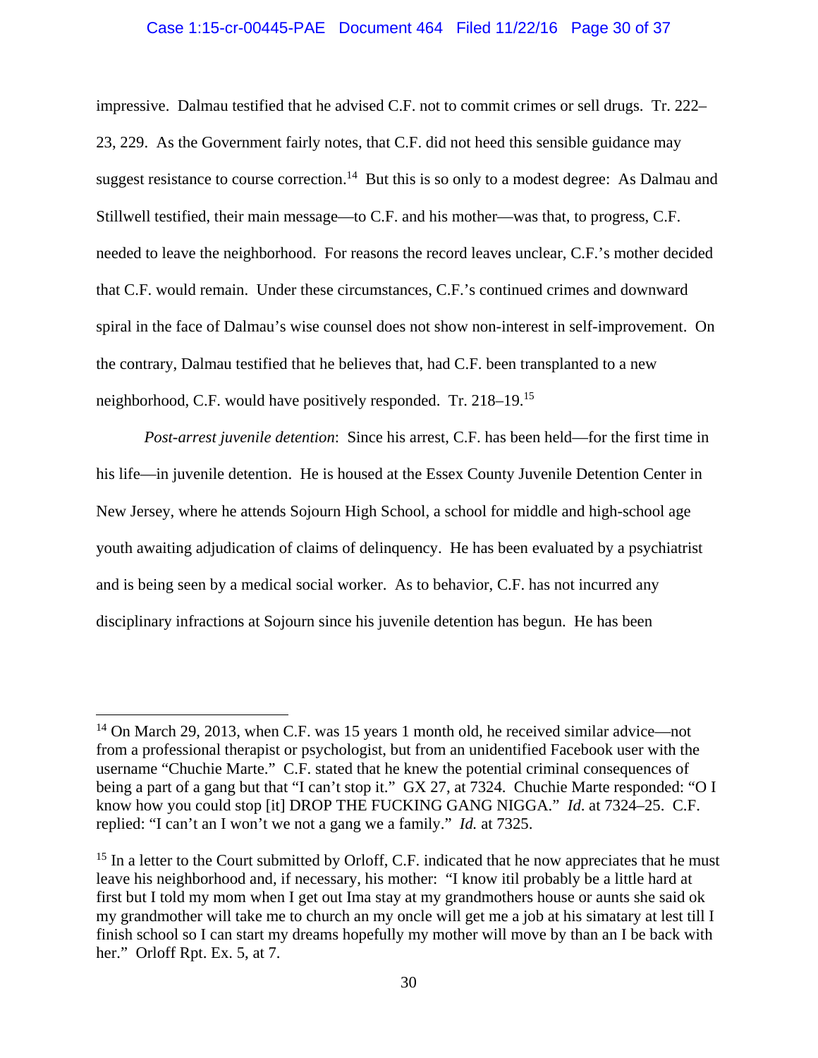impressive. Dalmau testified that he advised C.F. not to commit crimes or sell drugs. Tr. 222–23, 229. As the Government fairly notes, that C.F. did not heed this sensible guidance may suggest resistance to course correction.[14] But this is so only to a modest degree: As Dalmau and Stillwell testified, their main message—to C.F. and his mother—was that, to progress, C.F. needed to leave the neighborhood. For reasons the record leaves unclear, C.F.'s mother decided that C.F. would remain. Under these circumstances, C.F.'s continued crimes and downward spiral in the face of Dalmau's wise counsel does not show non-interest in self-improvement. On the contrary, Dalmau testified that he believes that, had C.F. been transplanted to a new neighborhood, C.F. would have positively responded. Tr. 218–19.[15]

*Post-arrest juvenile detention*: Since his arrest, C.F. has been held—for the first time in his life—in juvenile detention. He is housed at the Essex County Juvenile Detention Center in New Jersey, where he attends Sojourn High School, a school for middle and high-school age youth awaiting adjudication of claims of delinquency. He has been evaluated by a psychiatrist and is being seen by a medical social worker. As to behavior, C.F. has not incurred any disciplinary infractions at Sojourn since his juvenile detention has begun. He has been

---

[14] On March 29, 2013, when C.F. was 15 years 1 month old, he received similar advice—not from a professional therapist or psychologist, but from an unidentified Facebook user with the username "Chuchie Marte." C.F. stated that he knew the potential criminal consequences of being a part of a gang but that "I can't stop it." GX 27, at 7324. Chuchie Marte responded: "O I know how you could stop [it] DROP THE FUCKING GANG NIGGA." *Id.* at 7324–25. C.F. replied: "I can't an I won't we not a gang we a family." *Id.* at 7325.

[15] In a letter to the Court submitted by Orloff, C.F. indicated that he now appreciates that he must leave his neighborhood and, if necessary, his mother: "I know itil probably be a little hard at first but I told my mom when I get out Ima stay at my grandmothers house or aunts she said ok my grandmother will take me to church an my oncle will get me a job at his simatary at lest till I finish school so I can start my dreams hopefully my mother will move by than an I be back with her." Orloff Rpt. Ex. 5, at 7.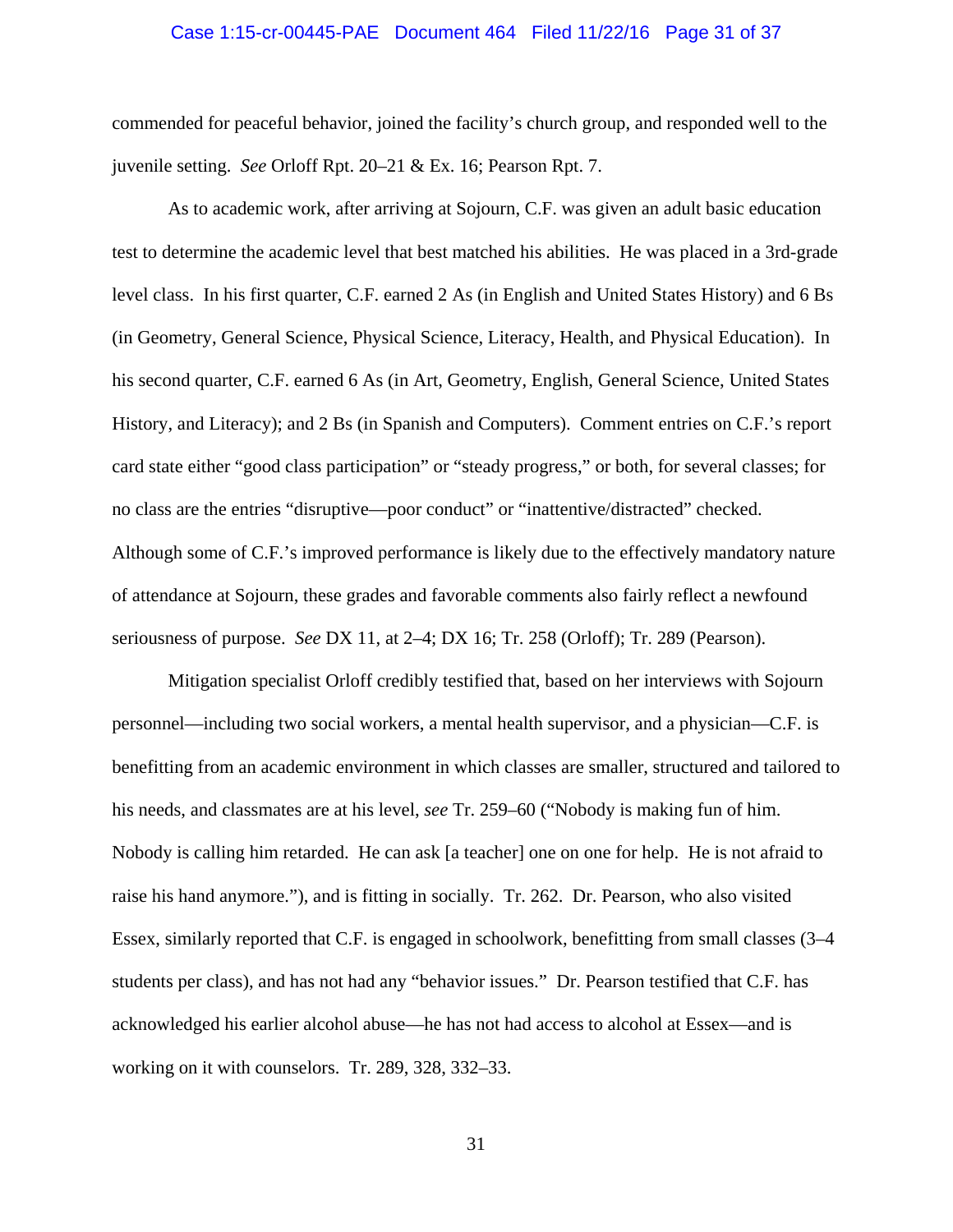commended for peaceful behavior, joined the facility's church group, and responded well to the juvenile setting. *See* Orloff Rpt. 20–21 & Ex. 16; Pearson Rpt. 7.

As to academic work, after arriving at Sojourn, C.F. was given an adult basic education test to determine the academic level that best matched his abilities. He was placed in a 3rd-grade level class. In his first quarter, C.F. earned 2 As (in English and United States History) and 6 Bs (in Geometry, General Science, Physical Science, Literacy, Health, and Physical Education). In his second quarter, C.F. earned 6 As (in Art, Geometry, English, General Science, United States History, and Literacy); and 2 Bs (in Spanish and Computers). Comment entries on C.F.'s report card state either "good class participation" or "steady progress," or both, for several classes; for no class are the entries "disruptive—poor conduct" or "inattentive/distracted" checked. Although some of C.F.'s improved performance is likely due to the effectively mandatory nature of attendance at Sojourn, these grades and favorable comments also fairly reflect a newfound seriousness of purpose. *See* DX 11, at 2–4; DX 16; Tr. 258 (Orloff); Tr. 289 (Pearson).

Mitigation specialist Orloff credibly testified that, based on her interviews with Sojourn personnel—including two social workers, a mental health supervisor, and a physician—C.F. is benefitting from an academic environment in which classes are smaller, structured and tailored to his needs, and classmates are at his level, *see* Tr. 259–60 ("Nobody is making fun of him. Nobody is calling him retarded. He can ask [a teacher] one on one for help. He is not afraid to raise his hand anymore."), and is fitting in socially. Tr. 262. Dr. Pearson, who also visited Essex, similarly reported that C.F. is engaged in schoolwork, benefitting from small classes (3–4 students per class), and has not had any "behavior issues." Dr. Pearson testified that C.F. has acknowledged his earlier alcohol abuse—he has not had access to alcohol at Essex—and is working on it with counselors. Tr. 289, 328, 332–33.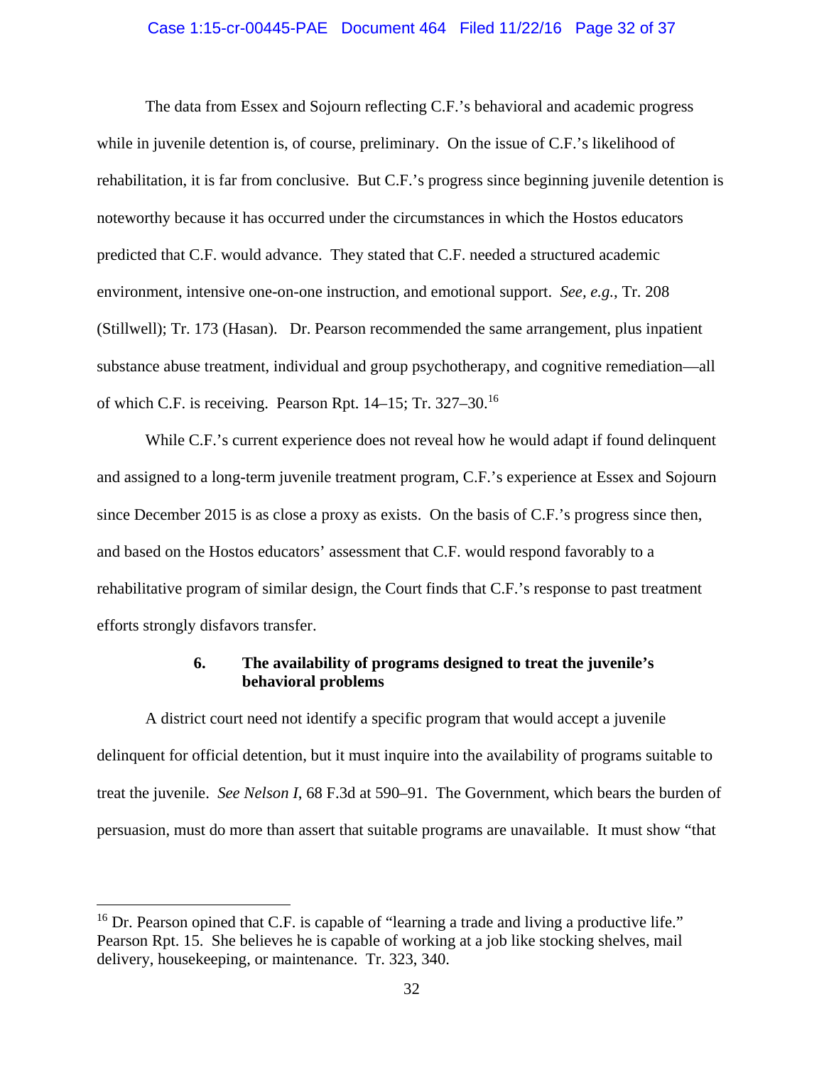The data from Essex and Sojourn reflecting C.F.'s behavioral and academic progress while in juvenile detention is, of course, preliminary. On the issue of C.F.'s likelihood of rehabilitation, it is far from conclusive. But C.F.'s progress since beginning juvenile detention is noteworthy because it has occurred under the circumstances in which the Hostos educators predicted that C.F. would advance. They stated that C.F. needed a structured academic environment, intensive one-on-one instruction, and emotional support. *See, e.g.*, Tr. 208 (Stillwell); Tr. 173 (Hasan). Dr. Pearson recommended the same arrangement, plus inpatient substance abuse treatment, individual and group psychotherapy, and cognitive remediation—all of which C.F. is receiving. Pearson Rpt. 14–15; Tr. 327–30.[16]

While C.F.'s current experience does not reveal how he would adapt if found delinquent and assigned to a long-term juvenile treatment program, C.F.'s experience at Essex and Sojourn since December 2015 is as close a proxy as exists. On the basis of C.F.'s progress since then, and based on the Hostos educators' assessment that C.F. would respond favorably to a rehabilitative program of similar design, the Court finds that C.F.'s response to past treatment efforts strongly disfavors transfer.

### 6. The availability of programs designed to treat the juvenile's behavioral problems

A district court need not identify a specific program that would accept a juvenile delinquent for official detention, but it must inquire into the availability of programs suitable to treat the juvenile. *See Nelson I*, 68 F.3d at 590–91. The Government, which bears the burden of persuasion, must do more than assert that suitable programs are unavailable. It must show "that

---

[16] Dr. Pearson opined that C.F. is capable of "learning a trade and living a productive life." Pearson Rpt. 15. She believes he is capable of working at a job like stocking shelves, mail delivery, housekeeping, or maintenance. Tr. 323, 340.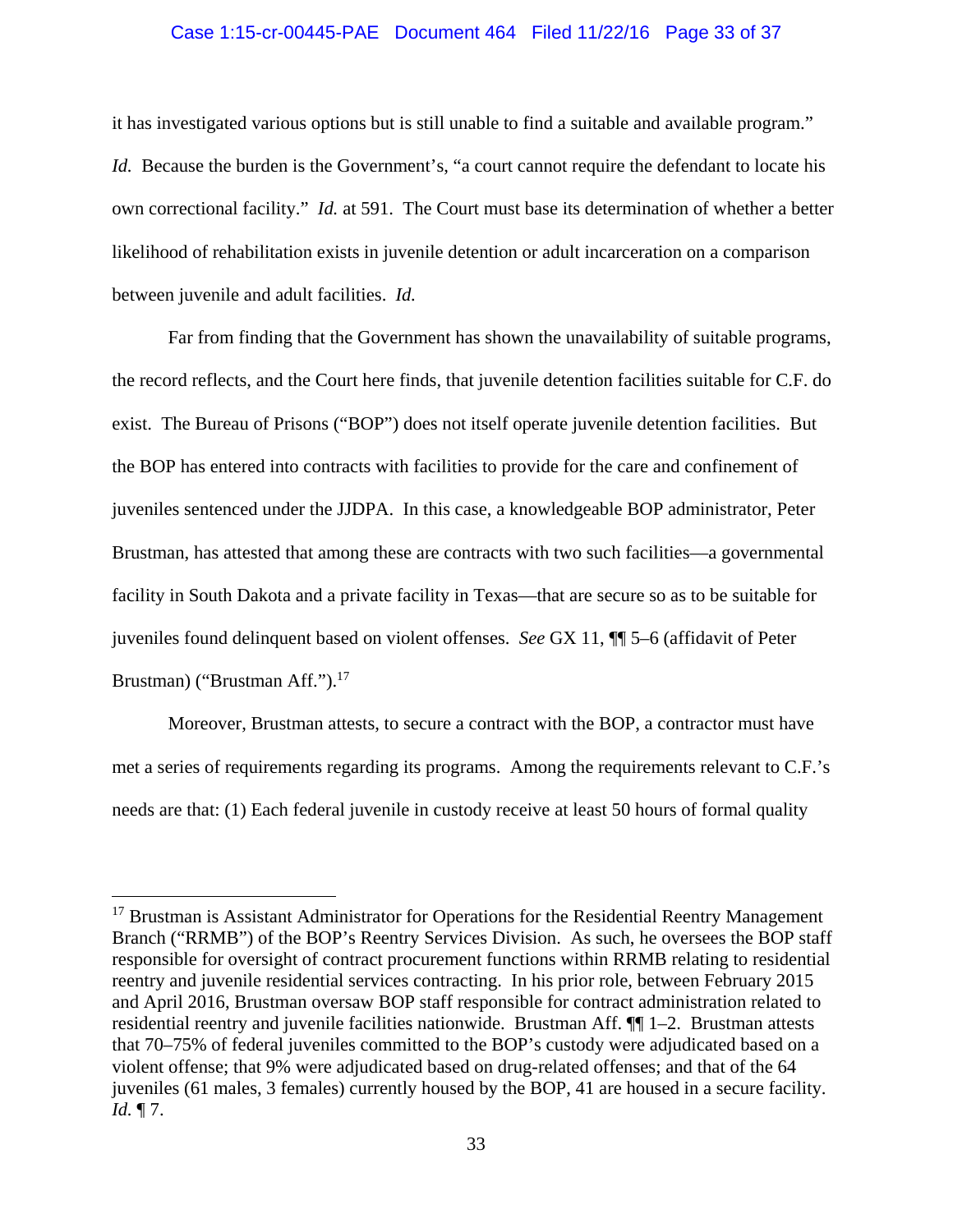it has investigated various options but is still unable to find a suitable and available program." *Id.* Because the burden is the Government's, "a court cannot require the defendant to locate his own correctional facility." *Id.* at 591. The Court must base its determination of whether a better likelihood of rehabilitation exists in juvenile detention or adult incarceration on a comparison between juvenile and adult facilities. *Id.*

Far from finding that the Government has shown the unavailability of suitable programs, the record reflects, and the Court here finds, that juvenile detention facilities suitable for C.F. do exist. The Bureau of Prisons ("BOP") does not itself operate juvenile detention facilities. But the BOP has entered into contracts with facilities to provide for the care and confinement of juveniles sentenced under the JJDPA. In this case, a knowledgeable BOP administrator, Peter Brustman, has attested that among these are contracts with two such facilities—a governmental facility in South Dakota and a private facility in Texas—that are secure so as to be suitable for juveniles found delinquent based on violent offenses. *See* GX 11, ¶¶ 5–6 (affidavit of Peter Brustman) ("Brustman Aff.").[17]

Moreover, Brustman attests, to secure a contract with the BOP, a contractor must have met a series of requirements regarding its programs. Among the requirements relevant to C.F.'s needs are that: (1) Each federal juvenile in custody receive at least 50 hours of formal quality

---

[17] Brustman is Assistant Administrator for Operations for the Residential Reentry Management Branch ("RRMB") of the BOP's Reentry Services Division. As such, he oversees the BOP staff responsible for oversight of contract procurement functions within RRMB relating to residential reentry and juvenile residential services contracting. In his prior role, between February 2015 and April 2016, Brustman oversaw BOP staff responsible for contract administration related to residential reentry and juvenile facilities nationwide. Brustman Aff. ¶¶ 1–2. Brustman attests that 70–75% of federal juveniles committed to the BOP's custody were adjudicated based on a violent offense; that 9% were adjudicated based on drug-related offenses; and that of the 64 juveniles (61 males, 3 females) currently housed by the BOP, 41 are housed in a secure facility. *Id.* ¶ 7.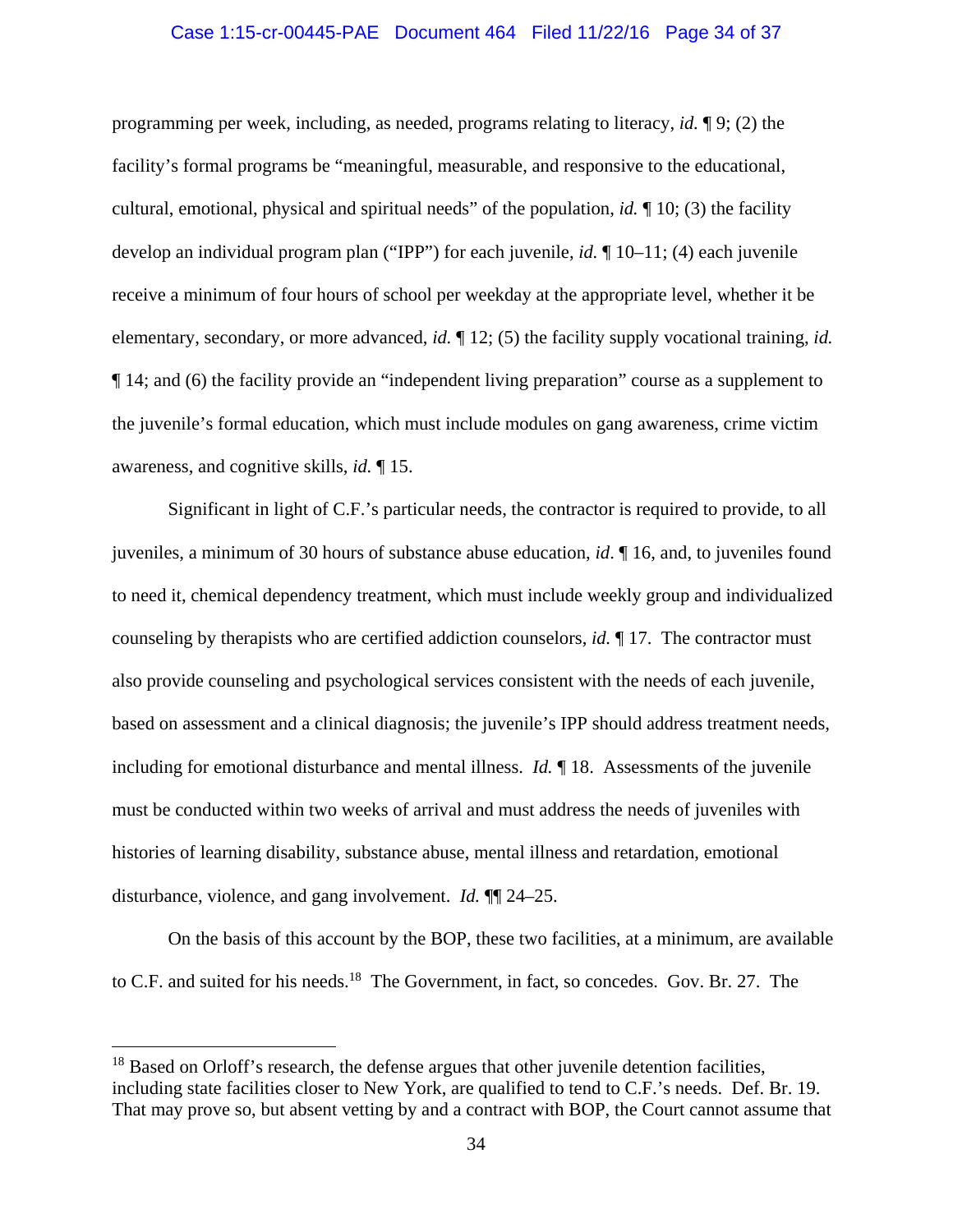programming per week, including, as needed, programs relating to literacy, *id.* ¶ 9; (2) the facility's formal programs be "meaningful, measurable, and responsive to the educational, cultural, emotional, physical and spiritual needs" of the population, *id.* ¶ 10; (3) the facility develop an individual program plan ("IPP") for each juvenile, *id.* ¶ 10–11; (4) each juvenile receive a minimum of four hours of school per weekday at the appropriate level, whether it be elementary, secondary, or more advanced, *id.* ¶ 12; (5) the facility supply vocational training, *id.* ¶ 14; and (6) the facility provide an "independent living preparation" course as a supplement to the juvenile's formal education, which must include modules on gang awareness, crime victim awareness, and cognitive skills, *id.* ¶ 15.

Significant in light of C.F.'s particular needs, the contractor is required to provide, to all juveniles, a minimum of 30 hours of substance abuse education, *id*. ¶ 16, and, to juveniles found to need it, chemical dependency treatment, which must include weekly group and individualized counseling by therapists who are certified addiction counselors, *id.* ¶ 17. The contractor must also provide counseling and psychological services consistent with the needs of each juvenile, based on assessment and a clinical diagnosis; the juvenile's IPP should address treatment needs, including for emotional disturbance and mental illness. *Id.* ¶ 18. Assessments of the juvenile must be conducted within two weeks of arrival and must address the needs of juveniles with histories of learning disability, substance abuse, mental illness and retardation, emotional disturbance, violence, and gang involvement. *Id.* ¶¶ 24–25.

On the basis of this account by the BOP, these two facilities, at a minimum, are available to C.F. and suited for his needs.[18] The Government, in fact, so concedes. Gov. Br. 27. The

[18] Based on Orloff's research, the defense argues that other juvenile detention facilities, including state facilities closer to New York, are qualified to tend to C.F.'s needs. Def. Br. 19. That may prove so, but absent vetting by and a contract with BOP, the Court cannot assume that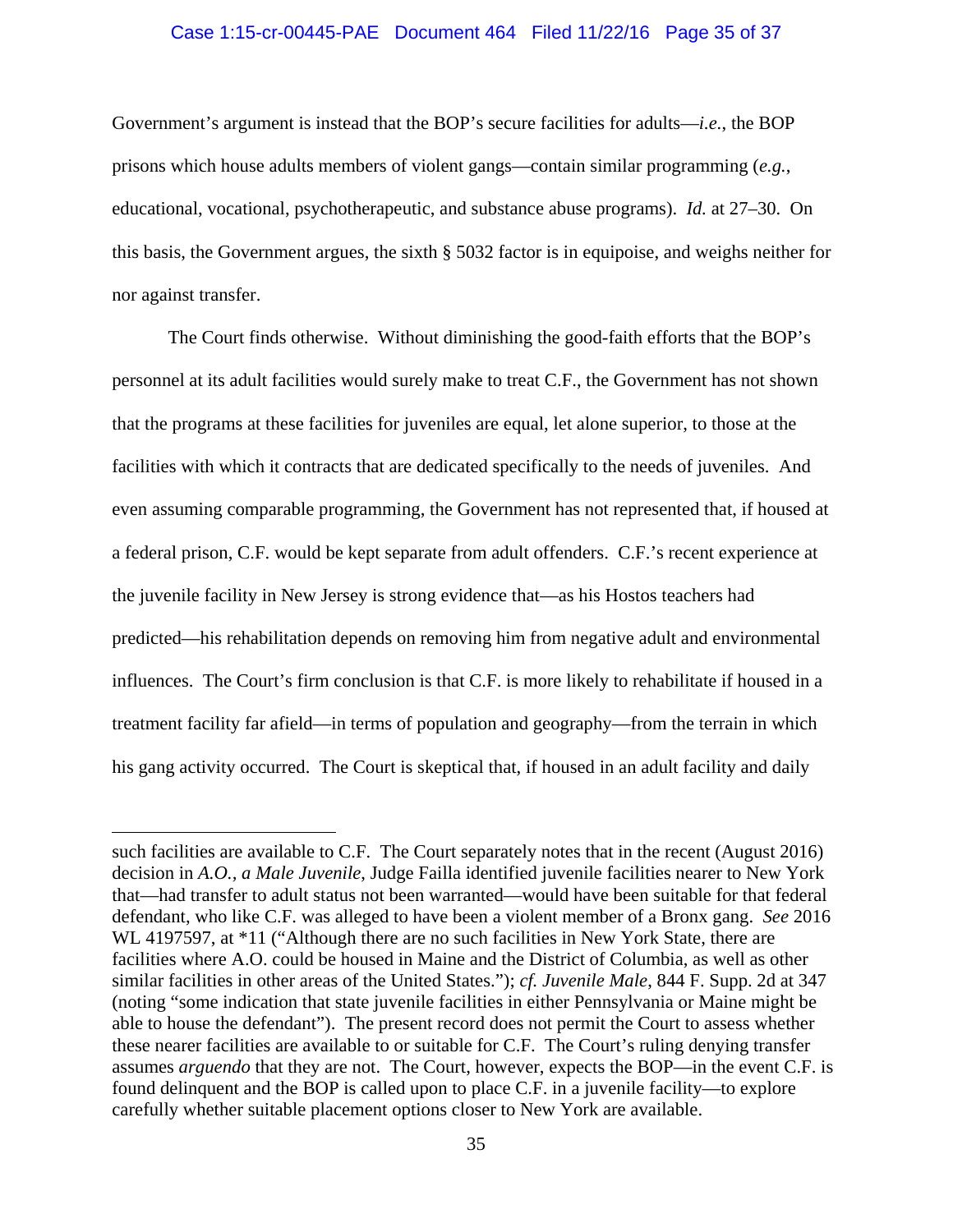Government's argument is instead that the BOP's secure facilities for adults—*i.e.*, the BOP prisons which house adults members of violent gangs—contain similar programming (*e.g.*, educational, vocational, psychotherapeutic, and substance abuse programs). *Id.* at 27–30. On this basis, the Government argues, the sixth § 5032 factor is in equipoise, and weighs neither for nor against transfer.

The Court finds otherwise. Without diminishing the good-faith efforts that the BOP's personnel at its adult facilities would surely make to treat C.F., the Government has not shown that the programs at these facilities for juveniles are equal, let alone superior, to those at the facilities with which it contracts that are dedicated specifically to the needs of juveniles. And even assuming comparable programming, the Government has not represented that, if housed at a federal prison, C.F. would be kept separate from adult offenders. C.F.'s recent experience at the juvenile facility in New Jersey is strong evidence that—as his Hostos teachers had predicted—his rehabilitation depends on removing him from negative adult and environmental influences. The Court's firm conclusion is that C.F. is more likely to rehabilitate if housed in a treatment facility far afield—in terms of population and geography—from the terrain in which his gang activity occurred. The Court is skeptical that, if housed in an adult facility and daily

---

such facilities are available to C.F. The Court separately notes that in the recent (August 2016) decision in *A.O., a Male Juvenile*, Judge Failla identified juvenile facilities nearer to New York that—had transfer to adult status not been warranted—would have been suitable for that federal defendant, who like C.F. was alleged to have been a violent member of a Bronx gang. *See* 2016 WL 4197597, at *11 ("Although there are no such facilities in New York State, there are facilities where A.O. could be housed in Maine and the District of Columbia, as well as other similar facilities in other areas of the United States."); *cf. Juvenile Male*, 844 F. Supp. 2d at 347 (noting "some indication that state juvenile facilities in either Pennsylvania or Maine might be able to house the defendant"). The present record does not permit the Court to assess whether these nearer facilities are available to or suitable for C.F. The Court's ruling denying transfer assumes *arguendo* that they are not. The Court, however, expects the BOP—in the event C.F. is found delinquent and the BOP is called upon to place C.F. in a juvenile facility—to explore carefully whether suitable placement options closer to New York are available.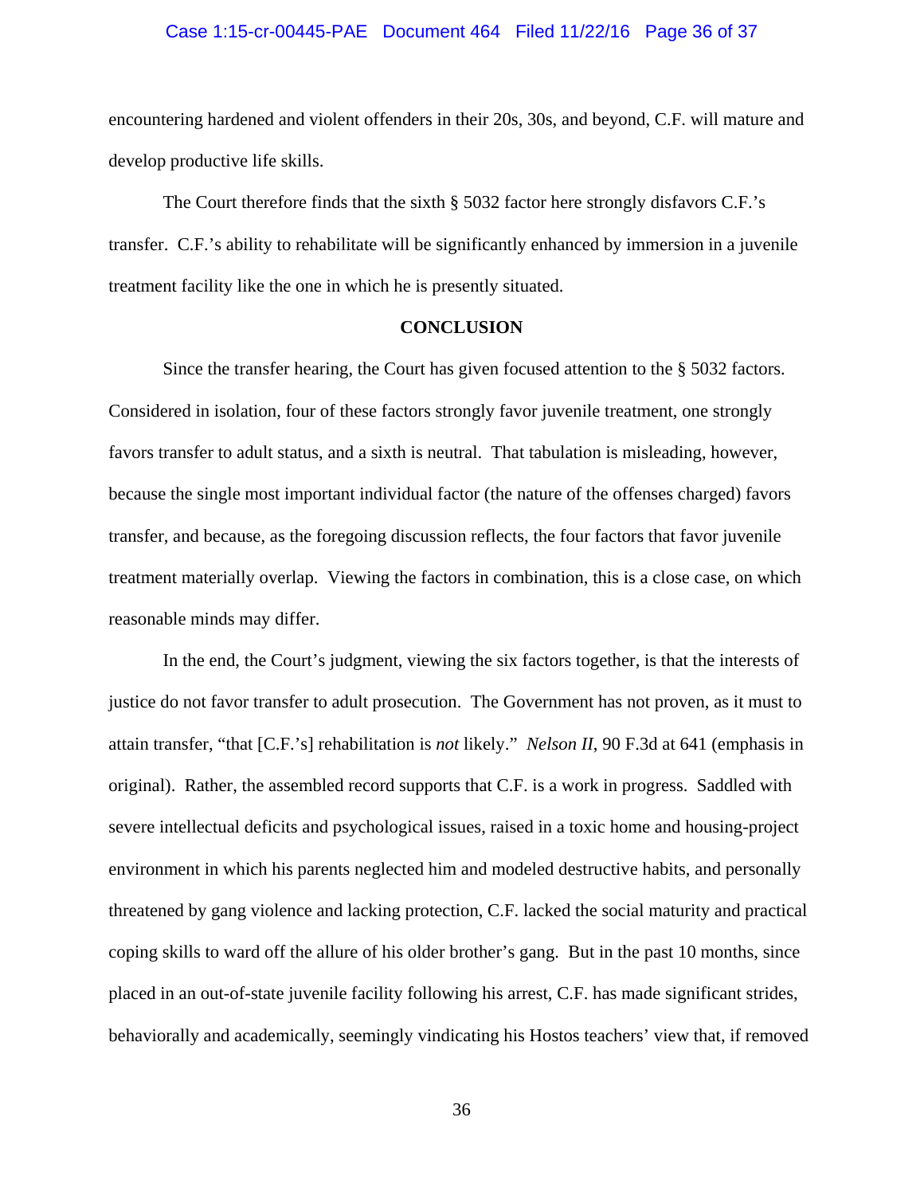encountering hardened and violent offenders in their 20s, 30s, and beyond, C.F. will mature and develop productive life skills.

The Court therefore finds that the sixth § 5032 factor here strongly disfavors C.F.'s transfer. C.F.'s ability to rehabilitate will be significantly enhanced by immersion in a juvenile treatment facility like the one in which he is presently situated.

**CONCLUSION**

Since the transfer hearing, the Court has given focused attention to the § 5032 factors. Considered in isolation, four of these factors strongly favor juvenile treatment, one strongly favors transfer to adult status, and a sixth is neutral. That tabulation is misleading, however, because the single most important individual factor (the nature of the offenses charged) favors transfer, and because, as the foregoing discussion reflects, the four factors that favor juvenile treatment materially overlap. Viewing the factors in combination, this is a close case, on which reasonable minds may differ.

In the end, the Court's judgment, viewing the six factors together, is that the interests of justice do not favor transfer to adult prosecution. The Government has not proven, as it must to attain transfer, "that [C.F.'s] rehabilitation is *not* likely." *Nelson II*, 90 F.3d at 641 (emphasis in original). Rather, the assembled record supports that C.F. is a work in progress. Saddled with severe intellectual deficits and psychological issues, raised in a toxic home and housing-project environment in which his parents neglected him and modeled destructive habits, and personally threatened by gang violence and lacking protection, C.F. lacked the social maturity and practical coping skills to ward off the allure of his older brother's gang. But in the past 10 months, since placed in an out-of-state juvenile facility following his arrest, C.F. has made significant strides, behaviorally and academically, seemingly vindicating his Hostos teachers' view that, if removed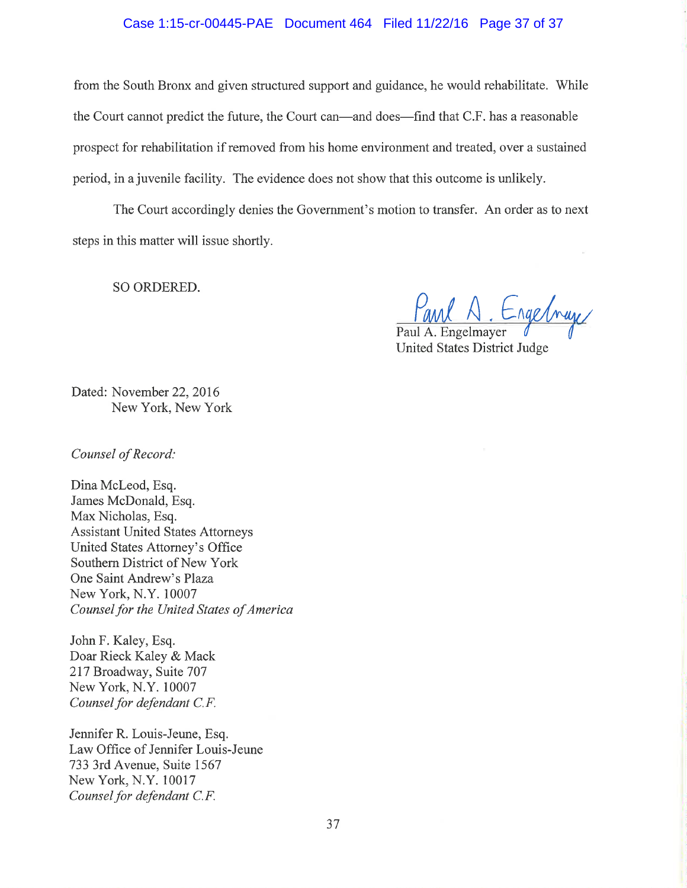from the South Bronx and given structured support and guidance, he would rehabilitate. While the Court cannot predict the future, the Court can—and does—find that C.F. has a reasonable prospect for rehabilitation if removed from his home environment and treated, over a sustained period, in a juvenile facility. The evidence does not show that this outcome is unlikely.

The Court accordingly denies the Government's motion to transfer. An order as to next steps in this matter will issue shortly.

SO ORDERED.

Paul A. Engelmayer
United States District Judge

Dated: November 22, 2016
New York, New York

*Counsel of Record:*

Dina McLeod, Esq.
James McDonald, Esq.
Max Nicholas, Esq.
Assistant United States Attorneys
United States Attorney's Office
Southern District of New York
One Saint Andrew's Plaza
New York, N.Y. 10007
*Counsel for the United States of America*

John F. Kaley, Esq.
Doar Rieck Kaley & Mack
217 Broadway, Suite 707
New York, N.Y. 10007
*Counsel for defendant C.F.*

Jennifer R. Louis-Jeune, Esq.
Law Office of Jennifer Louis-Jeune
733 3rd Avenue, Suite 1567
New York, N.Y. 10017
*Counsel for defendant C.F.*